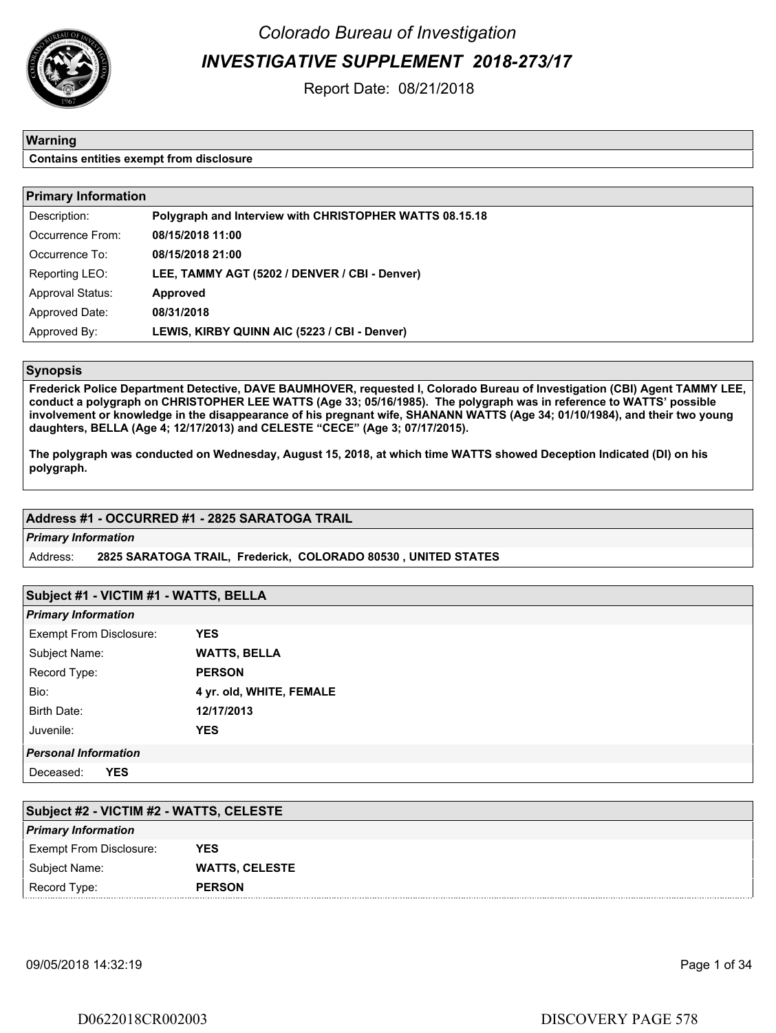# Colorado Bureau of Investigation

## INVESTIGATIVE SUPPLEMENT 2018-273/17

Report Date: 08/21/2018

| Warning |
|---|
| **Contains entities exempt from disclosure** |

| Primary Information | |
|---|---|
| Description: | **Polygraph and Interview with CHRISTOPHER WATTS 08.15.18** |
| Occurrence From: | **08/15/2018 11:00** |
| Occurrence To: | **08/15/2018 21:00** |
| Reporting LEO: | **LEE, TAMMY AGT (5202 / DENVER / CBI - Denver)** |
| Approval Status: | **Approved** |
| Approved Date: | **08/31/2018** |
| Approved By: | **LEWIS, KIRBY QUINN AIC (5223 / CBI - Denver)** |

### Synopsis

**Frederick Police Department Detective, DAVE BAUMHOVER, requested I, Colorado Bureau of Investigation (CBI) Agent TAMMY LEE, conduct a polygraph on CHRISTOPHER LEE WATTS (Age 33; 05/16/1985). The polygraph was in reference to WATTS' possible involvement or knowledge in the disappearance of his pregnant wife, SHANANN WATTS (Age 34; 01/10/1984), and their two young daughters, BELLA (Age 4; 12/17/2013) and CELESTE "CECE" (Age 3; 07/17/2015).**

**The polygraph was conducted on Wednesday, August 15, 2018, at which time WATTS showed Deception Indicated (DI) on his polygraph.**

### Address #1 - OCCURRED #1 - 2825 SARATOGA TRAIL

*Primary Information*

Address: **2825 SARATOGA TRAIL, Frederick, COLORADO 80530 , UNITED STATES**

### Subject #1 - VICTIM #1 - WATTS, BELLA

*Primary Information*

| | |
|---|---|
| Exempt From Disclosure: | **YES** |
| Subject Name: | **WATTS, BELLA** |
| Record Type: | **PERSON** |
| Bio: | **4 yr. old, WHITE, FEMALE** |
| Birth Date: | **12/17/2013** |
| Juvenile: | **YES** |

*Personal Information*

Deceased: **YES**

### Subject #2 - VICTIM #2 - WATTS, CELESTE

*Primary Information*

| | |
|---|---|
| Exempt From Disclosure: | **YES** |
| Subject Name: | **WATTS, CELESTE** |
| Record Type: | **PERSON** |

09/05/2018 14:32:19

D0622018CR002003 DISCOVERY PAGE 578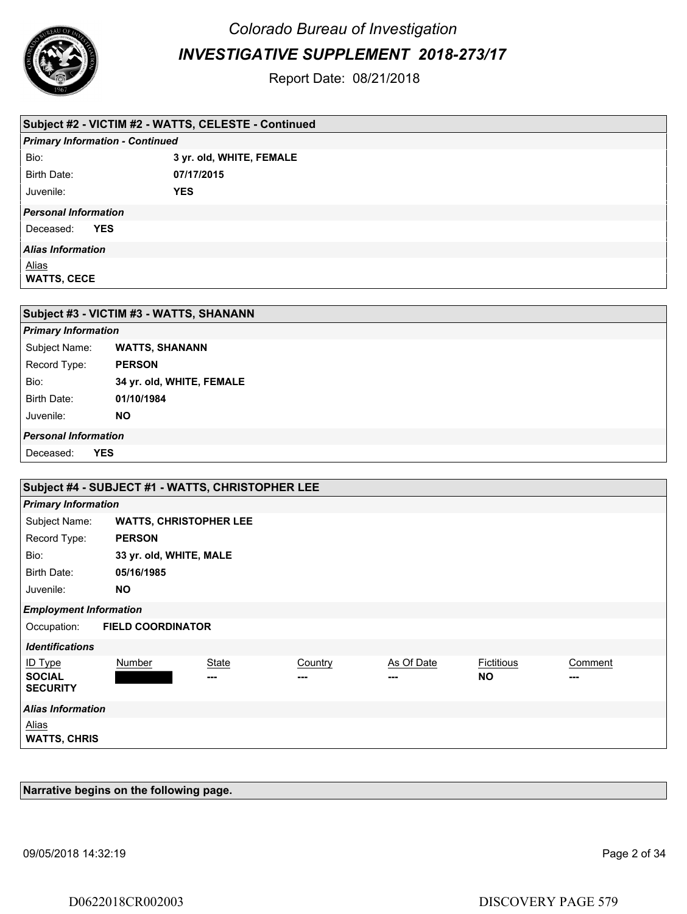# Colorado Bureau of Investigation

## *INVESTIGATIVE SUPPLEMENT 2018-273/17*

Report Date: 08/21/2018

### Subject #2 - VICTIM #2 - WATTS, CELESTE - Continued

***Primary Information - Continued***

| | |
|---|---|
| Bio: | **3 yr. old, WHITE, FEMALE** |
| Birth Date: | **07/17/2015** |
| Juvenile: | **YES** |

***Personal Information***

Deceased: **YES**

***Alias Information***

Alias

**WATTS, CECE**

### Subject #3 - VICTIM #3 - WATTS, SHANANN

***Primary Information***

| | |
|---|---|
| Subject Name: | **WATTS, SHANANN** |
| Record Type: | **PERSON** |
| Bio: | **34 yr. old, WHITE, FEMALE** |
| Birth Date: | **01/10/1984** |
| Juvenile: | **NO** |

***Personal Information***

Deceased: **YES**

### Subject #4 - SUBJECT #1 - WATTS, CHRISTOPHER LEE

***Primary Information***

| | |
|---|---|
| Subject Name: | **WATTS, CHRISTOPHER LEE** |
| Record Type: | **PERSON** |
| Bio: | **33 yr. old, WHITE, MALE** |
| Birth Date: | **05/16/1985** |
| Juvenile: | **NO** |

***Employment Information***

Occupation: **FIELD COORDINATOR**

***Identifications***

| ID Type | Number | State | Country | As Of Date | Fictitious | Comment |
|---|---|---|---|---|---|---|
| **SOCIAL SECURITY** | [REDACTED] | --- | --- | --- | **NO** | --- |

***Alias Information***

Alias

**WATTS, CHRIS**

**Narrative begins on the following page.**

09/05/2018 14:32:19

D0622018CR002003 DISCOVERY PAGE 579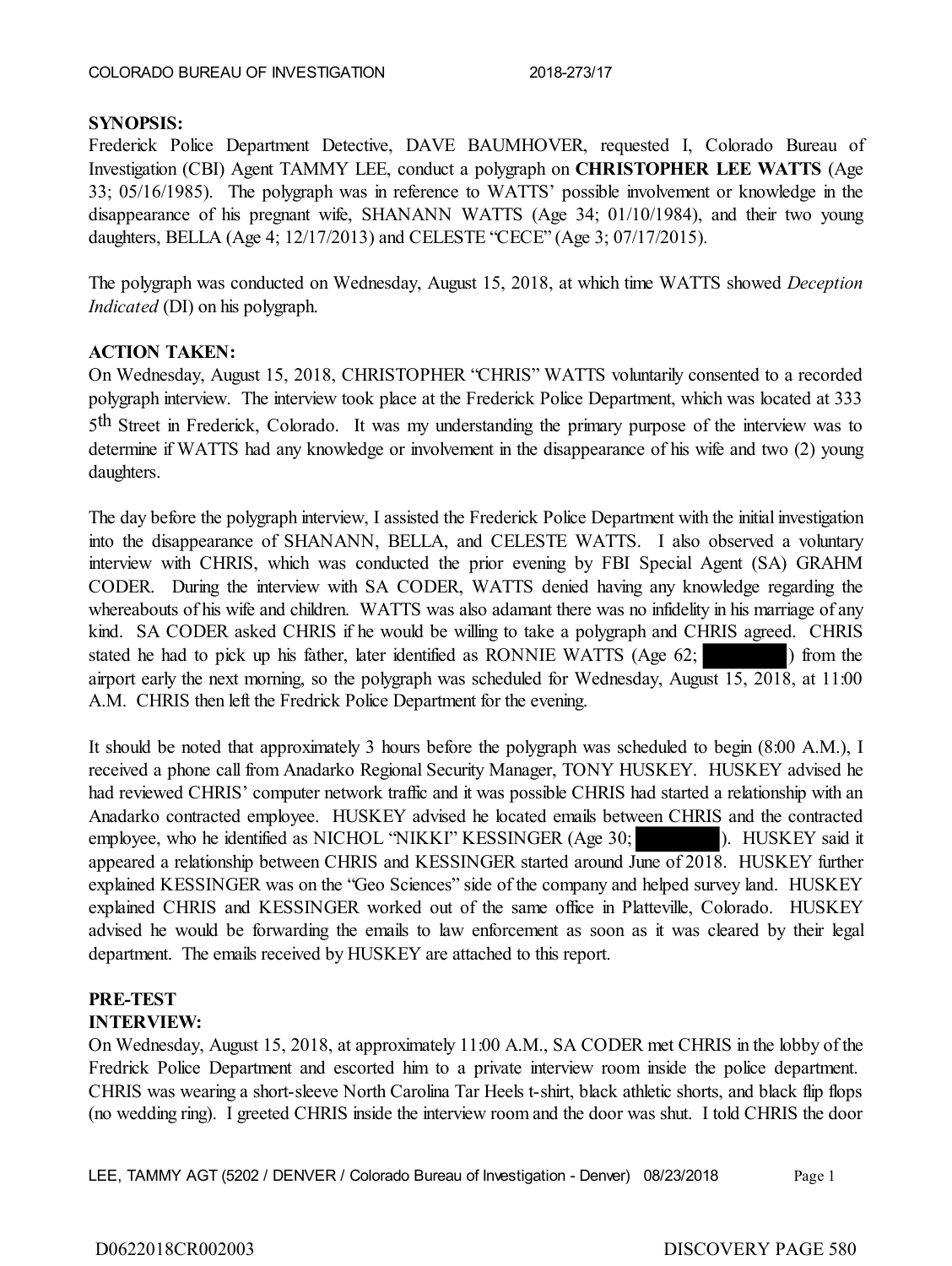**SYNOPSIS:**

Frederick Police Department Detective, DAVE BAUMHOVER, requested I, Colorado Bureau of Investigation (CBI) Agent TAMMY LEE, conduct a polygraph on **CHRISTOPHER LEE WATTS** (Age 33; 05/16/1985). The polygraph was in reference to WATTS' possible involvement or knowledge in the disappearance of his pregnant wife, SHANANN WATTS (Age 34; 01/10/1984), and their two young daughters, BELLA (Age 4; 12/17/2013) and CELESTE "CECE" (Age 3; 07/17/2015).

The polygraph was conducted on Wednesday, August 15, 2018, at which time WATTS showed *Deception Indicated* (DI) on his polygraph.

**ACTION TAKEN:**

On Wednesday, August 15, 2018, CHRISTOPHER "CHRIS" WATTS voluntarily consented to a recorded polygraph interview. The interview took place at the Frederick Police Department, which was located at 333 5th Street in Frederick, Colorado. It was my understanding the primary purpose of the interview was to determine if WATTS had any knowledge or involvement in the disappearance of his wife and two (2) young daughters.

The day before the polygraph interview, I assisted the Frederick Police Department with the initial investigation into the disappearance of SHANANN, BELLA, and CELESTE WATTS. I also observed a voluntary interview with CHRIS, which was conducted the prior evening by FBI Special Agent (SA) GRAHM CODER. During the interview with SA CODER, WATTS denied having any knowledge regarding the whereabouts of his wife and children. WATTS was also adamant there was no infidelity in his marriage of any kind. SA CODER asked CHRIS if he would be willing to take a polygraph and CHRIS agreed. CHRIS stated he had to pick up his father, later identified as RONNIE WATTS (Age 62; [REDACTED]) from the airport early the next morning, so the polygraph was scheduled for Wednesday, August 15, 2018, at 11:00 A.M. CHRIS then left the Fredrick Police Department for the evening.

It should be noted that approximately 3 hours before the polygraph was scheduled to begin (8:00 A.M.), I received a phone call from Anadarko Regional Security Manager, TONY HUSKEY. HUSKEY advised he had reviewed CHRIS' computer network traffic and it was possible CHRIS had started a relationship with an Anadarko contracted employee. HUSKEY advised he located emails between CHRIS and the contracted employee, who he identified as NICHOL "NIKKI" KESSINGER (Age 30; [REDACTED]). HUSKEY said it appeared a relationship between CHRIS and KESSINGER started around June of 2018. HUSKEY further explained KESSINGER was on the "Geo Sciences" side of the company and helped survey land. HUSKEY explained CHRIS and KESSINGER worked out of the same office in Platteville, Colorado. HUSKEY advised he would be forwarding the emails to law enforcement as soon as it was cleared by their legal department. The emails received by HUSKEY are attached to this report.

**PRE-TEST INTERVIEW:**

On Wednesday, August 15, 2018, at approximately 11:00 A.M., SA CODER met CHRIS in the lobby of the Fredrick Police Department and escorted him to a private interview room inside the police department. CHRIS was wearing a short-sleeve North Carolina Tar Heels t-shirt, black athletic shorts, and black flip flops (no wedding ring). I greeted CHRIS inside the interview room and the door was shut. I told CHRIS the door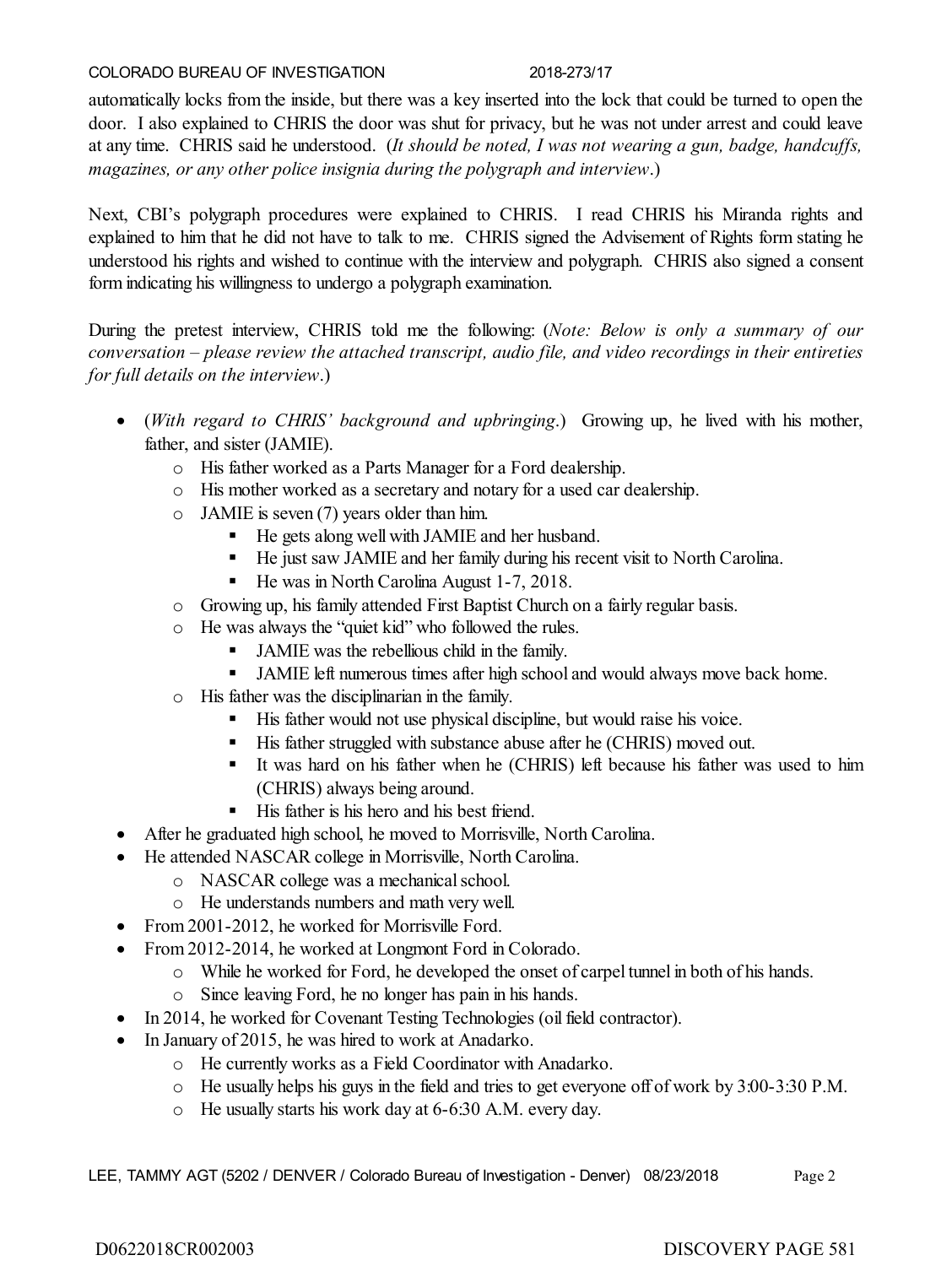automatically locks from the inside, but there was a key inserted into the lock that could be turned to open the door. I also explained to CHRIS the door was shut for privacy, but he was not under arrest and could leave at any time. CHRIS said he understood. (*It should be noted, I was not wearing a gun, badge, handcuffs, magazines, or any other police insignia during the polygraph and interview*.)

Next, CBI's polygraph procedures were explained to CHRIS. I read CHRIS his Miranda rights and explained to him that he did not have to talk to me. CHRIS signed the Advisement of Rights form stating he understood his rights and wished to continue with the interview and polygraph. CHRIS also signed a consent form indicating his willingness to undergo a polygraph examination.

During the pretest interview, CHRIS told me the following: (*Note: Below is only a summary of our conversation – please review the attached transcript, audio file, and video recordings in their entireties for full details on the interview*.)

- (*With regard to CHRIS' background and upbringing*.) Growing up, he lived with his mother, father, and sister (JAMIE).
  - His father worked as a Parts Manager for a Ford dealership.
  - His mother worked as a secretary and notary for a used car dealership.
  - JAMIE is seven (7) years older than him.
    - He gets along well with JAMIE and her husband.
    - He just saw JAMIE and her family during his recent visit to North Carolina.
    - He was in North Carolina August 1-7, 2018.
  - Growing up, his family attended First Baptist Church on a fairly regular basis.
  - He was always the "quiet kid" who followed the rules.
    - JAMIE was the rebellious child in the family.
    - JAMIE left numerous times after high school and would always move back home.
  - His father was the disciplinarian in the family.
    - His father would not use physical discipline, but would raise his voice.
    - His father struggled with substance abuse after he (CHRIS) moved out.
    - It was hard on his father when he (CHRIS) left because his father was used to him (CHRIS) always being around.
    - His father is his hero and his best friend.
- After he graduated high school, he moved to Morrisville, North Carolina.
- He attended NASCAR college in Morrisville, North Carolina.
  - NASCAR college was a mechanical school.
  - He understands numbers and math very well.
- From 2001-2012, he worked for Morrisville Ford.
- From 2012-2014, he worked at Longmont Ford in Colorado.
  - While he worked for Ford, he developed the onset of carpel tunnel in both of his hands.
  - Since leaving Ford, he no longer has pain in his hands.
- In 2014, he worked for Covenant Testing Technologies (oil field contractor).
- In January of 2015, he was hired to work at Anadarko.
  - He currently works as a Field Coordinator with Anadarko.
  - He usually helps his guys in the field and tries to get everyone off of work by 3:00-3:30 P.M.
  - He usually starts his work day at 6-6:30 A.M. every day.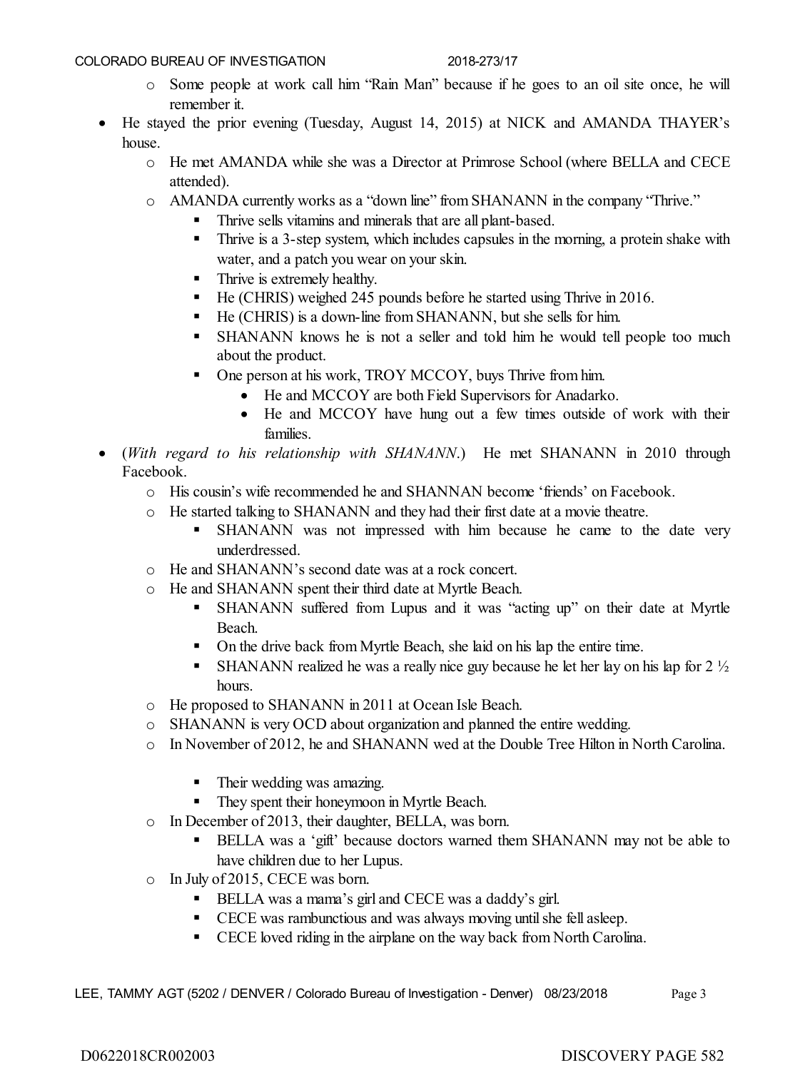- Some people at work call him "Rain Man" because if he goes to an oil site once, he will remember it.

- He stayed the prior evening (Tuesday, August 14, 2015) at NICK and AMANDA THAYER's house.
  - He met AMANDA while she was a Director at Primrose School (where BELLA and CECE attended).
  - AMANDA currently works as a "down line" from SHANANN in the company "Thrive."
    - Thrive sells vitamins and minerals that are all plant-based.
    - Thrive is a 3-step system, which includes capsules in the morning, a protein shake with water, and a patch you wear on your skin.
    - Thrive is extremely healthy.
    - He (CHRIS) weighed 245 pounds before he started using Thrive in 2016.
    - He (CHRIS) is a down-line from SHANANN, but she sells for him.
    - SHANANN knows he is not a seller and told him he would tell people too much about the product.
    - One person at his work, TROY MCCOY, buys Thrive from him.
      - He and MCCOY are both Field Supervisors for Anadarko.
      - He and MCCOY have hung out a few times outside of work with their families.

- (*With regard to his relationship with SHANANN.*) He met SHANANN in 2010 through Facebook.
  - His cousin's wife recommended he and SHANNAN become 'friends' on Facebook.
  - He started talking to SHANANN and they had their first date at a movie theatre.
    - SHANANN was not impressed with him because he came to the date very underdressed.
  - He and SHANANN's second date was at a rock concert.
  - He and SHANANN spent their third date at Myrtle Beach.
    - SHANANN suffered from Lupus and it was "acting up" on their date at Myrtle Beach.
    - On the drive back from Myrtle Beach, she laid on his lap the entire time.
    - SHANANN realized he was a really nice guy because he let her lay on his lap for 2 ½ hours.
  - He proposed to SHANANN in 2011 at Ocean Isle Beach.
  - SHANANN is very OCD about organization and planned the entire wedding.
  - In November of 2012, he and SHANANN wed at the Double Tree Hilton in North Carolina.
    - Their wedding was amazing.
    - They spent their honeymoon in Myrtle Beach.
  - In December of 2013, their daughter, BELLA, was born.
    - BELLA was a 'gift' because doctors warned them SHANANN may not be able to have children due to her Lupus.
  - In July of 2015, CECE was born.
    - BELLA was a mama's girl and CECE was a daddy's girl.
    - CECE was rambunctious and was always moving until she fell asleep.
    - CECE loved riding in the airplane on the way back from North Carolina.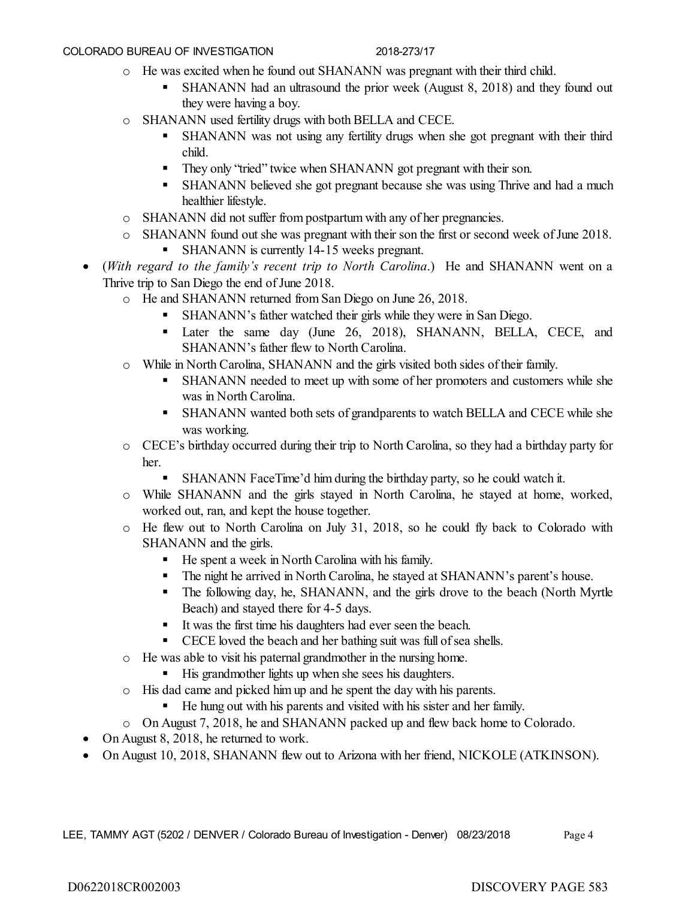- He was excited when he found out SHANANN was pregnant with their third child.
  - SHANANN had an ultrasound the prior week (August 8, 2018) and they found out they were having a boy.
- SHANANN used fertility drugs with both BELLA and CECE.
  - SHANANN was not using any fertility drugs when she got pregnant with their third child.
  - They only "tried" twice when SHANANN got pregnant with their son.
  - SHANANN believed she got pregnant because she was using Thrive and had a much healthier lifestyle.
- SHANANN did not suffer from postpartum with any of her pregnancies.
- SHANANN found out she was pregnant with their son the first or second week of June 2018.
  - SHANANN is currently 14-15 weeks pregnant.

- (*With regard to the family's recent trip to North Carolina.*) He and SHANANN went on a Thrive trip to San Diego the end of June 2018.
  - He and SHANANN returned from San Diego on June 26, 2018.
    - SHANANN's father watched their girls while they were in San Diego.
    - Later the same day (June 26, 2018), SHANANN, BELLA, CECE, and SHANANN's father flew to North Carolina.
  - While in North Carolina, SHANANN and the girls visited both sides of their family.
    - SHANANN needed to meet up with some of her promoters and customers while she was in North Carolina.
    - SHANANN wanted both sets of grandparents to watch BELLA and CECE while she was working.
  - CECE's birthday occurred during their trip to North Carolina, so they had a birthday party for her.
    - SHANANN FaceTime'd him during the birthday party, so he could watch it.
  - While SHANANN and the girls stayed in North Carolina, he stayed at home, worked, worked out, ran, and kept the house together.
  - He flew out to North Carolina on July 31, 2018, so he could fly back to Colorado with SHANANN and the girls.
    - He spent a week in North Carolina with his family.
    - The night he arrived in North Carolina, he stayed at SHANANN's parent's house.
    - The following day, he, SHANANN, and the girls drove to the beach (North Myrtle Beach) and stayed there for 4-5 days.
    - It was the first time his daughters had ever seen the beach.
    - CECE loved the beach and her bathing suit was full of sea shells.
  - He was able to visit his paternal grandmother in the nursing home.
    - His grandmother lights up when she sees his daughters.
  - His dad came and picked him up and he spent the day with his parents.
    - He hung out with his parents and visited with his sister and her family.
  - On August 7, 2018, he and SHANANN packed up and flew back home to Colorado.
- On August 8, 2018, he returned to work.
- On August 10, 2018, SHANANN flew out to Arizona with her friend, NICKOLE (ATKINSON).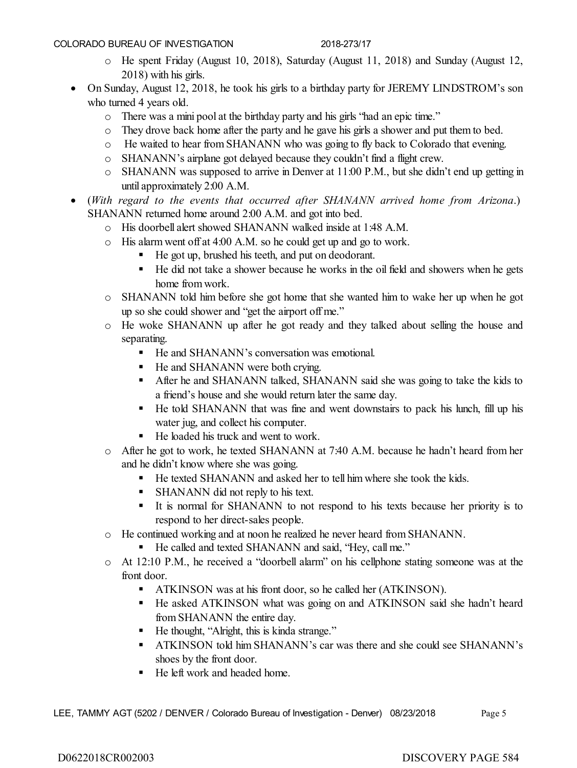- He spent Friday (August 10, 2018), Saturday (August 11, 2018) and Sunday (August 12, 2018) with his girls.

- On Sunday, August 12, 2018, he took his girls to a birthday party for JEREMY LINDSTROM's son who turned 4 years old.
  - There was a mini pool at the birthday party and his girls "had an epic time."
  - They drove back home after the party and he gave his girls a shower and put them to bed.
  - He waited to hear from SHANANN who was going to fly back to Colorado that evening.
  - SHANANN's airplane got delayed because they couldn't find a flight crew.
  - SHANANN was supposed to arrive in Denver at 11:00 P.M., but she didn't end up getting in until approximately 2:00 A.M.

- (*With regard to the events that occurred after SHANANN arrived home from Arizona.*) SHANANN returned home around 2:00 A.M. and got into bed.
  - His doorbell alert showed SHANANN walked inside at 1:48 A.M.
  - His alarm went off at 4:00 A.M. so he could get up and go to work.
    - He got up, brushed his teeth, and put on deodorant.
    - He did not take a shower because he works in the oil field and showers when he gets home from work.
  - SHANANN told him before she got home that she wanted him to wake her up when he got up so she could shower and "get the airport off me."
  - He woke SHANANN up after he got ready and they talked about selling the house and separating.
    - He and SHANANN's conversation was emotional.
    - He and SHANANN were both crying.
    - After he and SHANANN talked, SHANANN said she was going to take the kids to a friend's house and she would return later the same day.
    - He told SHANANN that was fine and went downstairs to pack his lunch, fill up his water jug, and collect his computer.
    - He loaded his truck and went to work.
  - After he got to work, he texted SHANANN at 7:40 A.M. because he hadn't heard from her and he didn't know where she was going.
    - He texted SHANANN and asked her to tell him where she took the kids.
    - SHANANN did not reply to his text.
    - It is normal for SHANANN to not respond to his texts because her priority is to respond to her direct-sales people.
  - He continued working and at noon he realized he never heard from SHANANN.
    - He called and texted SHANANN and said, "Hey, call me."
  - At 12:10 P.M., he received a "doorbell alarm" on his cellphone stating someone was at the front door.
    - ATKINSON was at his front door, so he called her (ATKINSON).
    - He asked ATKINSON what was going on and ATKINSON said she hadn't heard from SHANANN the entire day.
    - He thought, "Alright, this is kinda strange."
    - ATKINSON told him SHANANN's car was there and she could see SHANANN's shoes by the front door.
    - He left work and headed home.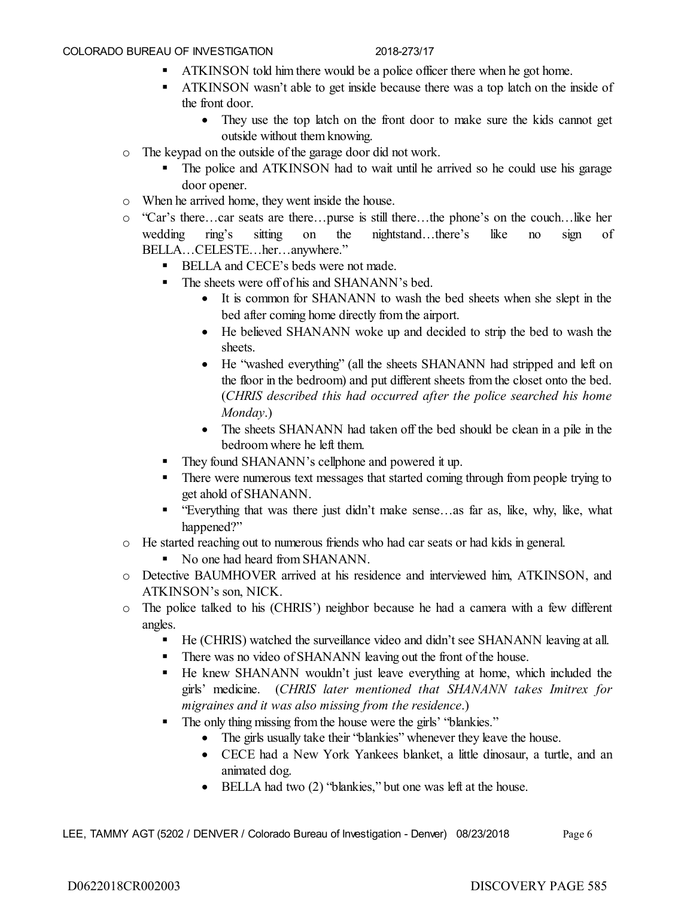- ATKINSON told him there would be a police officer there when he got home.
- ATKINSON wasn't able to get inside because there was a top latch on the inside of the front door.
  - They use the top latch on the front door to make sure the kids cannot get outside without them knowing.

- The keypad on the outside of the garage door did not work.
  - The police and ATKINSON had to wait until he arrived so he could use his garage door opener.
- When he arrived home, they went inside the house.
- "Car's there…car seats are there…purse is still there…the phone's on the couch…like her wedding ring's sitting on the nightstand…there's like no sign of BELLA…CELESTE…her…anywhere."
  - BELLA and CECE's beds were not made.
  - The sheets were off of his and SHANANN's bed.
    - It is common for SHANANN to wash the bed sheets when she slept in the bed after coming home directly from the airport.
    - He believed SHANANN woke up and decided to strip the bed to wash the sheets.
    - He "washed everything" (all the sheets SHANANN had stripped and left on the floor in the bedroom) and put different sheets from the closet onto the bed. (*CHRIS described this had occurred after the police searched his home Monday*.)
    - The sheets SHANANN had taken off the bed should be clean in a pile in the bedroom where he left them.
  - They found SHANANN's cellphone and powered it up.
  - There were numerous text messages that started coming through from people trying to get ahold of SHANANN.
  - "Everything that was there just didn't make sense…as far as, like, why, like, what happened?"
- He started reaching out to numerous friends who had car seats or had kids in general.
  - No one had heard from SHANANN.
- Detective BAUMHOVER arrived at his residence and interviewed him, ATKINSON, and ATKINSON's son, NICK.
- The police talked to his (CHRIS') neighbor because he had a camera with a few different angles.
  - He (CHRIS) watched the surveillance video and didn't see SHANANN leaving at all.
  - There was no video of SHANANN leaving out the front of the house.
  - He knew SHANANN wouldn't just leave everything at home, which included the girls' medicine. (*CHRIS later mentioned that SHANANN takes Imitrex for migraines and it was also missing from the residence*.)
  - The only thing missing from the house were the girls' "blankies."
    - The girls usually take their "blankies" whenever they leave the house.
    - CECE had a New York Yankees blanket, a little dinosaur, a turtle, and an animated dog.
    - BELLA had two (2) "blankies," but one was left at the house.

D0622018CR002003 DISCOVERY PAGE 585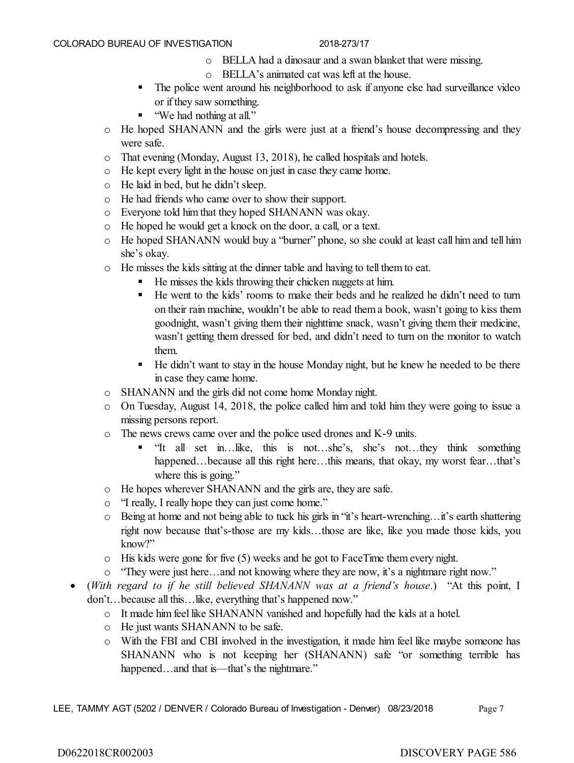- BELLA had a dinosaur and a swan blanket that were missing.
        - BELLA's animated cat was left at the house.
    - The police went around his neighborhood to ask if anyone else had surveillance video or if they saw something.
    - "We had nothing at all."
  - He hoped SHANANN and the girls were just at a friend's house decompressing and they were safe.
  - That evening (Monday, August 13, 2018), he called hospitals and hotels.
  - He kept every light in the house on just in case they came home.
  - He laid in bed, but he didn't sleep.
  - He had friends who came over to show their support.
  - Everyone told him that they hoped SHANANN was okay.
  - He hoped he would get a knock on the door, a call, or a text.
  - He hoped SHANANN would buy a "burner" phone, so she could at least call him and tell him she's okay.
  - He misses the kids sitting at the dinner table and having to tell them to eat.
    - He misses the kids throwing their chicken nuggets at him.
    - He went to the kids' rooms to make their beds and he realized he didn't need to turn on their rain machine, wouldn't be able to read them a book, wasn't going to kiss them goodnight, wasn't giving them their nighttime snack, wasn't giving them their medicine, wasn't getting them dressed for bed, and didn't need to turn on the monitor to watch them.
    - He didn't want to stay in the house Monday night, but he knew he needed to be there in case they came home.
  - SHANANN and the girls did not come home Monday night.
  - On Tuesday, August 14, 2018, the police called him and told him they were going to issue a missing persons report.
  - The news crews came over and the police used drones and K-9 units.
    - "It all set in…like, this is not…she's, she's not…they think something happened…because all this right here…this means, that okay, my worst fear…that's where this is going."
  - He hopes wherever SHANANN and the girls are, they are safe.
  - "I really, I really hope they can just come home."
  - Being at home and not being able to tuck his girls in "it's heart-wrenching…it's earth shattering right now because that's-those are my kids…those are like, like you made those kids, you know?"
  - His kids were gone for five (5) weeks and he got to FaceTime them every night.
  - "They were just here…and not knowing where they are now, it's a nightmare right now."
- (*With regard to if he still believed SHANANN was at a friend's house.*) "At this point, I don't…because all this…like, everything that's happened now."
  - It made him feel like SHANANN vanished and hopefully had the kids at a hotel.
  - He just wants SHANANN to be safe.
  - With the FBI and CBI involved in the investigation, it made him feel like maybe someone has SHANANN who is not keeping her (SHANANN) safe "or something terrible has happened…and that is—that's the nightmare."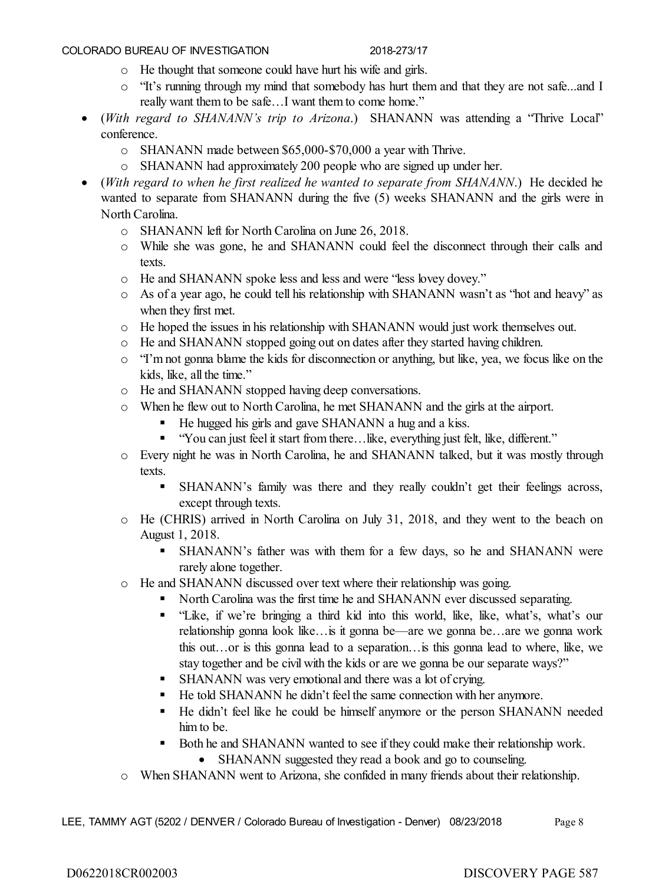- He thought that someone could have hurt his wife and girls.
- "It's running through my mind that somebody has hurt them and that they are not safe...and I really want them to be safe…I want them to come home."

- (*With regard to SHANANN's trip to Arizona*.) SHANANN was attending a "Thrive Local" conference.
  - SHANANN made between $65,000-$70,000 a year with Thrive.
  - SHANANN had approximately 200 people who are signed up under her.
- (*With regard to when he first realized he wanted to separate from SHANANN*.) He decided he wanted to separate from SHANANN during the five (5) weeks SHANANN and the girls were in North Carolina.
  - SHANANN left for North Carolina on June 26, 2018.
  - While she was gone, he and SHANANN could feel the disconnect through their calls and texts.
  - He and SHANANN spoke less and less and were "less lovey dovey."
  - As of a year ago, he could tell his relationship with SHANANN wasn't as "hot and heavy" as when they first met.
  - He hoped the issues in his relationship with SHANANN would just work themselves out.
  - He and SHANANN stopped going out on dates after they started having children.
  - "I'm not gonna blame the kids for disconnection or anything, but like, yea, we focus like on the kids, like, all the time."
  - He and SHANANN stopped having deep conversations.
  - When he flew out to North Carolina, he met SHANANN and the girls at the airport.
    - He hugged his girls and gave SHANANN a hug and a kiss.
    - "You can just feel it start from there…like, everything just felt, like, different."
  - Every night he was in North Carolina, he and SHANANN talked, but it was mostly through texts.
    - SHANANN's family was there and they really couldn't get their feelings across, except through texts.
  - He (CHRIS) arrived in North Carolina on July 31, 2018, and they went to the beach on August 1, 2018.
    - SHANANN's father was with them for a few days, so he and SHANANN were rarely alone together.
  - He and SHANANN discussed over text where their relationship was going.
    - North Carolina was the first time he and SHANANN ever discussed separating.
    - "Like, if we're bringing a third kid into this world, like, like, what's, what's our relationship gonna look like…is it gonna be—are we gonna be…are we gonna work this out…or is this gonna lead to a separation…is this gonna lead to where, like, we stay together and be civil with the kids or are we gonna be our separate ways?"
    - SHANANN was very emotional and there was a lot of crying.
    - He told SHANANN he didn't feel the same connection with her anymore.
    - He didn't feel like he could be himself anymore or the person SHANANN needed him to be.
    - Both he and SHANANN wanted to see if they could make their relationship work.
      - SHANANN suggested they read a book and go to counseling.
  - When SHANANN went to Arizona, she confided in many friends about their relationship.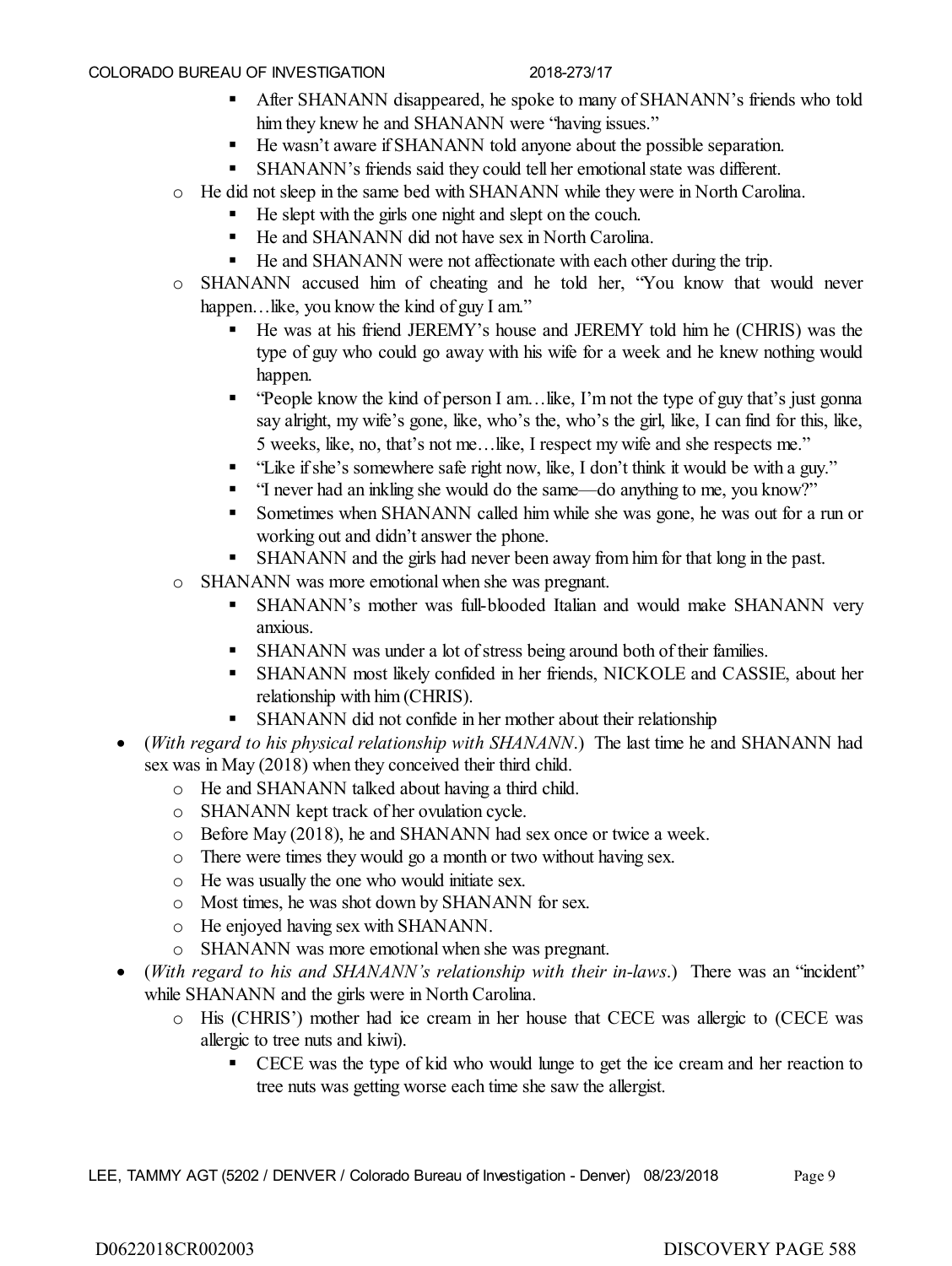- After SHANANN disappeared, he spoke to many of SHANANN's friends who told him they knew he and SHANANN were "having issues."
  - He wasn't aware if SHANANN told anyone about the possible separation.
  - SHANANN's friends said they could tell her emotional state was different.
- He did not sleep in the same bed with SHANANN while they were in North Carolina.
  - He slept with the girls one night and slept on the couch.
  - He and SHANANN did not have sex in North Carolina.
  - He and SHANANN were not affectionate with each other during the trip.
- SHANANN accused him of cheating and he told her, "You know that would never happen…like, you know the kind of guy I am."
  - He was at his friend JEREMY's house and JEREMY told him he (CHRIS) was the type of guy who could go away with his wife for a week and he knew nothing would happen.
  - "People know the kind of person I am…like, I'm not the type of guy that's just gonna say alright, my wife's gone, like, who's the, who's the girl, like, I can find for this, like, 5 weeks, like, no, that's not me…like, I respect my wife and she respects me."
  - "Like if she's somewhere safe right now, like, I don't think it would be with a guy."
  - "I never had an inkling she would do the same—do anything to me, you know?"
  - Sometimes when SHANANN called him while she was gone, he was out for a run or working out and didn't answer the phone.
  - SHANANN and the girls had never been away from him for that long in the past.
- SHANANN was more emotional when she was pregnant.
  - SHANANN's mother was full-blooded Italian and would make SHANANN very anxious.
  - SHANANN was under a lot of stress being around both of their families.
  - SHANANN most likely confided in her friends, NICKOLE and CASSIE, about her relationship with him (CHRIS).
  - SHANANN did not confide in her mother about their relationship

- (*With regard to his physical relationship with SHANANN.*) The last time he and SHANANN had sex was in May (2018) when they conceived their third child.
  - He and SHANANN talked about having a third child.
  - SHANANN kept track of her ovulation cycle.
  - Before May (2018), he and SHANANN had sex once or twice a week.
  - There were times they would go a month or two without having sex.
  - He was usually the one who would initiate sex.
  - Most times, he was shot down by SHANANN for sex.
  - He enjoyed having sex with SHANANN.
  - SHANANN was more emotional when she was pregnant.
- (*With regard to his and SHANANN's relationship with their in-laws.*) There was an "incident" while SHANANN and the girls were in North Carolina.
  - His (CHRIS') mother had ice cream in her house that CECE was allergic to (CECE was allergic to tree nuts and kiwi).
    - CECE was the type of kid who would lunge to get the ice cream and her reaction to tree nuts was getting worse each time she saw the allergist.

LEE, TAMMY AGT (5202 / DENVER / Colorado Bureau of Investigation - Denver) 08/23/2018

D0622018CR002003 DISCOVERY PAGE 588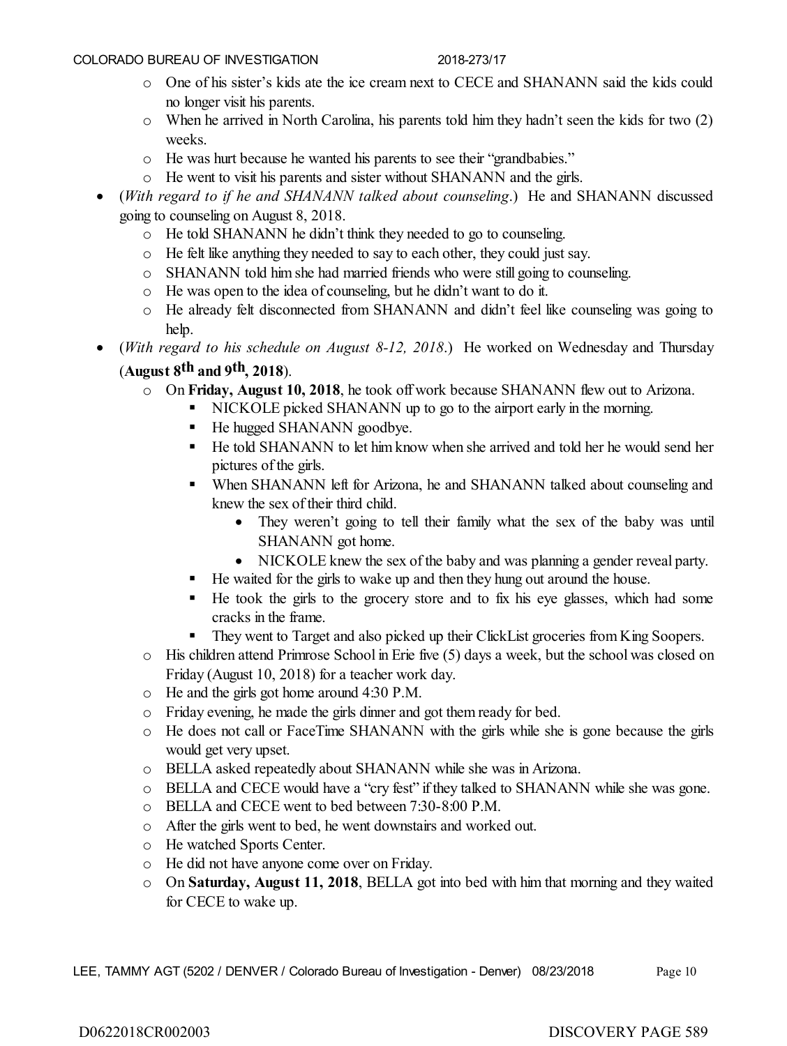- One of his sister's kids ate the ice cream next to CECE and SHANANN said the kids could no longer visit his parents.
  - When he arrived in North Carolina, his parents told him they hadn't seen the kids for two (2) weeks.
  - He was hurt because he wanted his parents to see their "grandbabies."
  - He went to visit his parents and sister without SHANANN and the girls.
- (*With regard to if he and SHANANN talked about counseling*.) He and SHANANN discussed going to counseling on August 8, 2018.
  - He told SHANANN he didn't think they needed to go to counseling.
  - He felt like anything they needed to say to each other, they could just say.
  - SHANANN told him she had married friends who were still going to counseling.
  - He was open to the idea of counseling, but he didn't want to do it.
  - He already felt disconnected from SHANANN and didn't feel like counseling was going to help.
- (*With regard to his schedule on August 8-12, 2018*.) He worked on Wednesday and Thursday (**August 8th and 9th, 2018**).
  - On **Friday, August 10, 2018**, he took off work because SHANANN flew out to Arizona.
    - NICKOLE picked SHANANN up to go to the airport early in the morning.
    - He hugged SHANANN goodbye.
    - He told SHANANN to let him know when she arrived and told her he would send her pictures of the girls.
    - When SHANANN left for Arizona, he and SHANANN talked about counseling and knew the sex of their third child.
      - They weren't going to tell their family what the sex of the baby was until SHANANN got home.
      - NICKOLE knew the sex of the baby and was planning a gender reveal party.
    - He waited for the girls to wake up and then they hung out around the house.
    - He took the girls to the grocery store and to fix his eye glasses, which had some cracks in the frame.
    - They went to Target and also picked up their ClickList groceries from King Soopers.
  - His children attend Primrose School in Erie five (5) days a week, but the school was closed on Friday (August 10, 2018) for a teacher work day.
  - He and the girls got home around 4:30 P.M.
  - Friday evening, he made the girls dinner and got them ready for bed.
  - He does not call or FaceTime SHANANN with the girls while she is gone because the girls would get very upset.
  - BELLA asked repeatedly about SHANANN while she was in Arizona.
  - BELLA and CECE would have a "cry fest" if they talked to SHANANN while she was gone.
  - BELLA and CECE went to bed between 7:30-8:00 P.M.
  - After the girls went to bed, he went downstairs and worked out.
  - He watched Sports Center.
  - He did not have anyone come over on Friday.
  - On **Saturday, August 11, 2018**, BELLA got into bed with him that morning and they waited for CECE to wake up.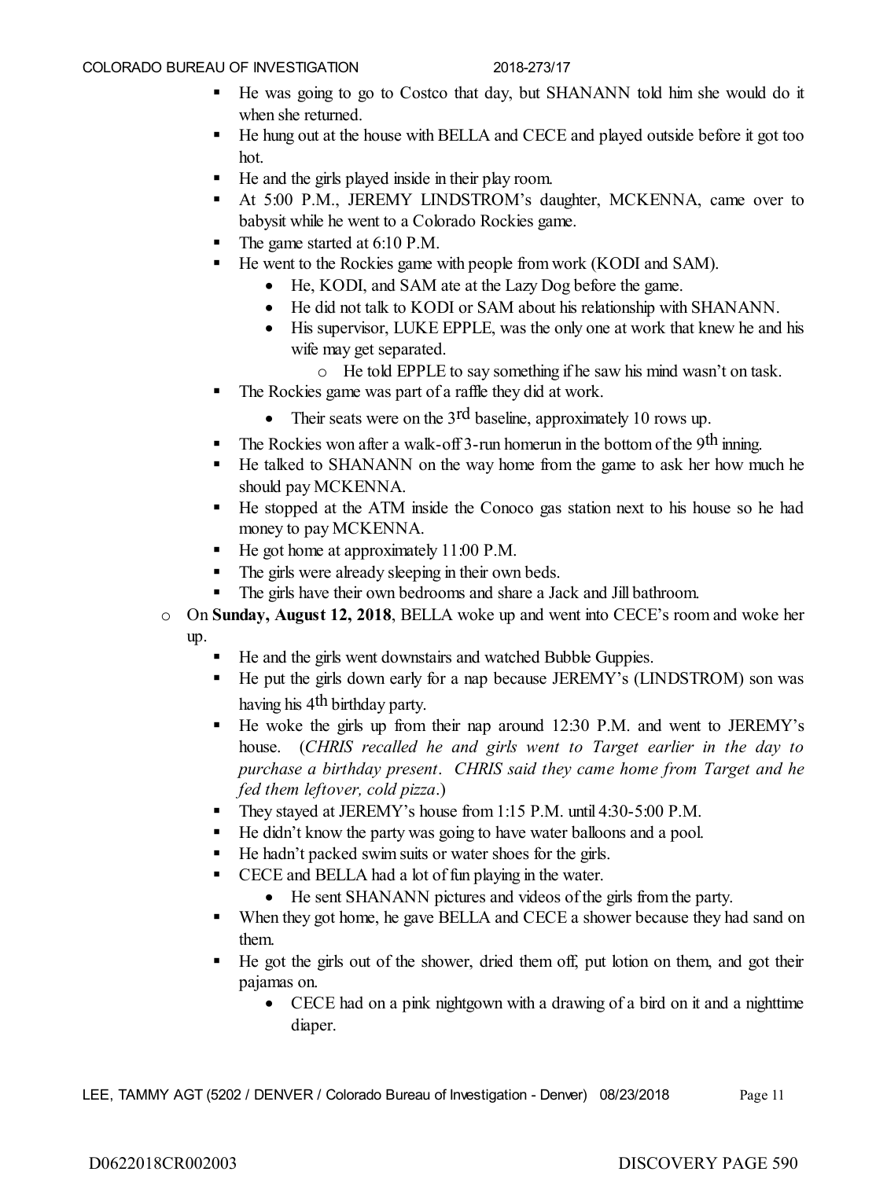- He was going to go to Costco that day, but SHANANN told him she would do it when she returned.
- He hung out at the house with BELLA and CECE and played outside before it got too hot.
- He and the girls played inside in their play room.
- At 5:00 P.M., JEREMY LINDSTROM's daughter, MCKENNA, came over to babysit while he went to a Colorado Rockies game.
- The game started at 6:10 P.M.
- He went to the Rockies game with people from work (KODI and SAM).
    - He, KODI, and SAM ate at the Lazy Dog before the game.
    - He did not talk to KODI or SAM about his relationship with SHANANN.
    - His supervisor, LUKE EPPLE, was the only one at work that knew he and his wife may get separated.
        - He told EPPLE to say something if he saw his mind wasn't on task.
- The Rockies game was part of a raffle they did at work.
    - Their seats were on the 3rd baseline, approximately 10 rows up.
- The Rockies won after a walk-off 3-run homerun in the bottom of the 9th inning.
- He talked to SHANANN on the way home from the game to ask her how much he should pay MCKENNA.
- He stopped at the ATM inside the Conoco gas station next to his house so he had money to pay MCKENNA.
- He got home at approximately 11:00 P.M.
- The girls were already sleeping in their own beds.
- The girls have their own bedrooms and share a Jack and Jill bathroom.

- On **Sunday, August 12, 2018**, BELLA woke up and went into CECE's room and woke her up.
    - He and the girls went downstairs and watched Bubble Guppies.
    - He put the girls down early for a nap because JEREMY's (LINDSTROM) son was having his 4th birthday party.
    - He woke the girls up from their nap around 12:30 P.M. and went to JEREMY's house. (*CHRIS recalled he and girls went to Target earlier in the day to purchase a birthday present. CHRIS said they came home from Target and he fed them leftover, cold pizza.*)
    - They stayed at JEREMY's house from 1:15 P.M. until 4:30-5:00 P.M.
    - He didn't know the party was going to have water balloons and a pool.
    - He hadn't packed swim suits or water shoes for the girls.
    - CECE and BELLA had a lot of fun playing in the water.
        - He sent SHANANN pictures and videos of the girls from the party.
    - When they got home, he gave BELLA and CECE a shower because they had sand on them.
    - He got the girls out of the shower, dried them off, put lotion on them, and got their pajamas on.
        - CECE had on a pink nightgown with a drawing of a bird on it and a nighttime diaper.

D0622018CR002003 DISCOVERY PAGE 590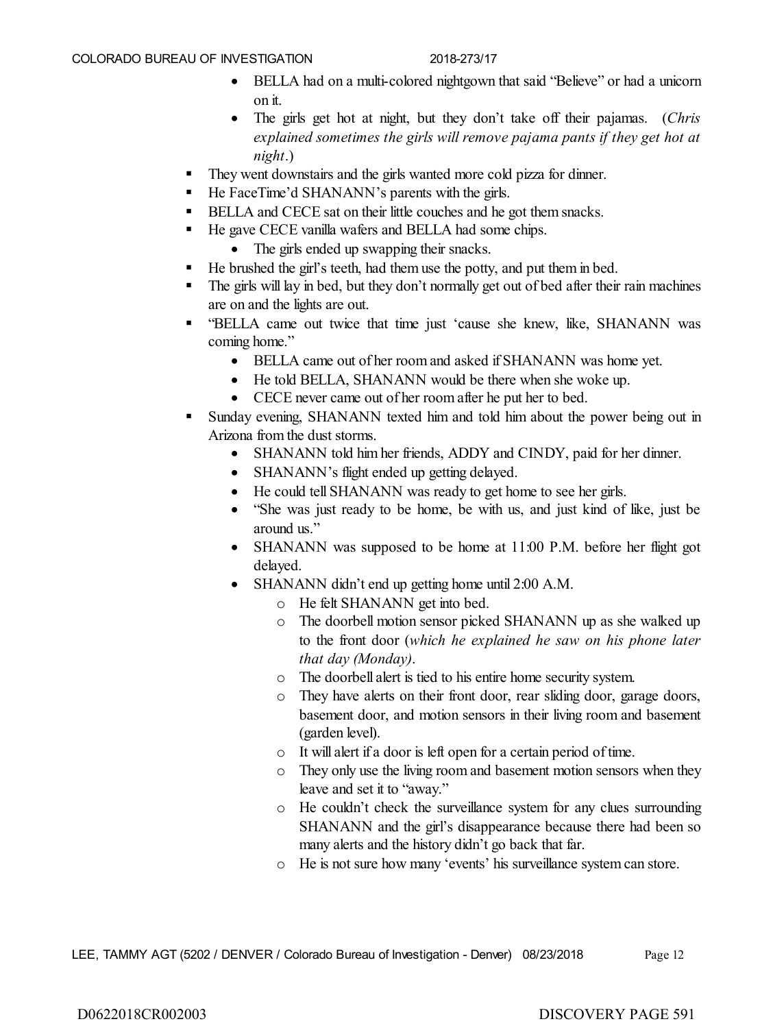- BELLA had on a multi-colored nightgown that said "Believe" or had a unicorn on it.
- The girls get hot at night, but they don't take off their pajamas. (*Chris explained sometimes the girls will remove pajama pants if they get hot at night*.)

- They went downstairs and the girls wanted more cold pizza for dinner.
- He FaceTime'd SHANANN's parents with the girls.
- BELLA and CECE sat on their little couches and he got them snacks.
- He gave CECE vanilla wafers and BELLA had some chips.
  - The girls ended up swapping their snacks.
- He brushed the girl's teeth, had them use the potty, and put them in bed.
- The girls will lay in bed, but they don't normally get out of bed after their rain machines are on and the lights are out.
- "BELLA came out twice that time just 'cause she knew, like, SHANANN was coming home."
  - BELLA came out of her room and asked if SHANANN was home yet.
  - He told BELLA, SHANANN would be there when she woke up.
  - CECE never came out of her room after he put her to bed.
- Sunday evening, SHANANN texted him and told him about the power being out in Arizona from the dust storms.
  - SHANANN told him her friends, ADDY and CINDY, paid for her dinner.
  - SHANANN's flight ended up getting delayed.
  - He could tell SHANANN was ready to get home to see her girls.
  - "She was just ready to be home, be with us, and just kind of like, just be around us."
  - SHANANN was supposed to be home at 11:00 P.M. before her flight got delayed.
  - SHANANN didn't end up getting home until 2:00 A.M.
    - He felt SHANANN get into bed.
    - The doorbell motion sensor picked SHANANN up as she walked up to the front door (*which he explained he saw on his phone later that day (Monday)*.
    - The doorbell alert is tied to his entire home security system.
    - They have alerts on their front door, rear sliding door, garage doors, basement door, and motion sensors in their living room and basement (garden level).
    - It will alert if a door is left open for a certain period of time.
    - They only use the living room and basement motion sensors when they leave and set it to "away."
    - He couldn't check the surveillance system for any clues surrounding SHANANN and the girl's disappearance because there had been so many alerts and the history didn't go back that far.
    - He is not sure how many 'events' his surveillance system can store.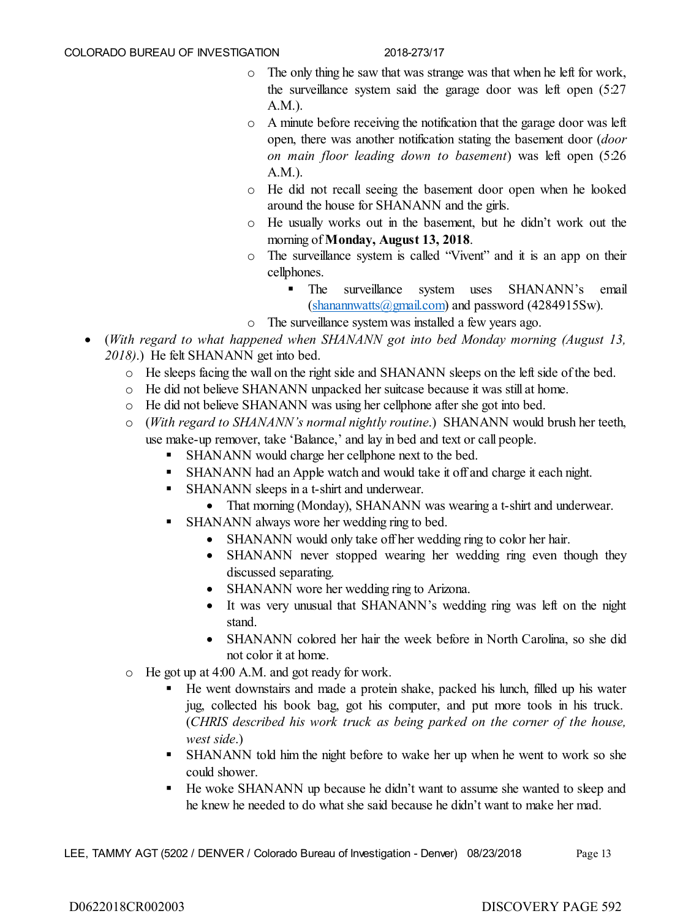- The only thing he saw that was strange was that when he left for work, the surveillance system said the garage door was left open (5:27 A.M.).
- A minute before receiving the notification that the garage door was left open, there was another notification stating the basement door (*door on main floor leading down to basement*) was left open (5:26 A.M.).
- He did not recall seeing the basement door open when he looked around the house for SHANANN and the girls.
- He usually works out in the basement, but he didn't work out the morning of **Monday, August 13, 2018**.
- The surveillance system is called "Vivent" and it is an app on their cellphones.
  - The surveillance system uses SHANANN's email (shanannwatts@gmail.com) and password (4284915Sw).
- The surveillance system was installed a few years ago.

- (*With regard to what happened when SHANANN got into bed Monday morning (August 13, 2018).*) He felt SHANANN get into bed.
  - He sleeps facing the wall on the right side and SHANANN sleeps on the left side of the bed.
  - He did not believe SHANANN unpacked her suitcase because it was still at home.
  - He did not believe SHANANN was using her cellphone after she got into bed.
  - (*With regard to SHANANN's normal nightly routine.*) SHANANN would brush her teeth, use make-up remover, take 'Balance,' and lay in bed and text or call people.
    - SHANANN would charge her cellphone next to the bed.
    - SHANANN had an Apple watch and would take it off and charge it each night.
    - SHANANN sleeps in a t-shirt and underwear.
      - That morning (Monday), SHANANN was wearing a t-shirt and underwear.
    - SHANANN always wore her wedding ring to bed.
      - SHANANN would only take off her wedding ring to color her hair.
      - SHANANN never stopped wearing her wedding ring even though they discussed separating.
      - SHANANN wore her wedding ring to Arizona.
      - It was very unusual that SHANANN's wedding ring was left on the night stand.
      - SHANANN colored her hair the week before in North Carolina, so she did not color it at home.
  - He got up at 4:00 A.M. and got ready for work.
    - He went downstairs and made a protein shake, packed his lunch, filled up his water jug, collected his book bag, got his computer, and put more tools in his truck. (*CHRIS described his work truck as being parked on the corner of the house, west side.*)
    - SHANANN told him the night before to wake her up when he went to work so she could shower.
    - He woke SHANANN up because he didn't want to assume she wanted to sleep and he knew he needed to do what she said because he didn't want to make her mad.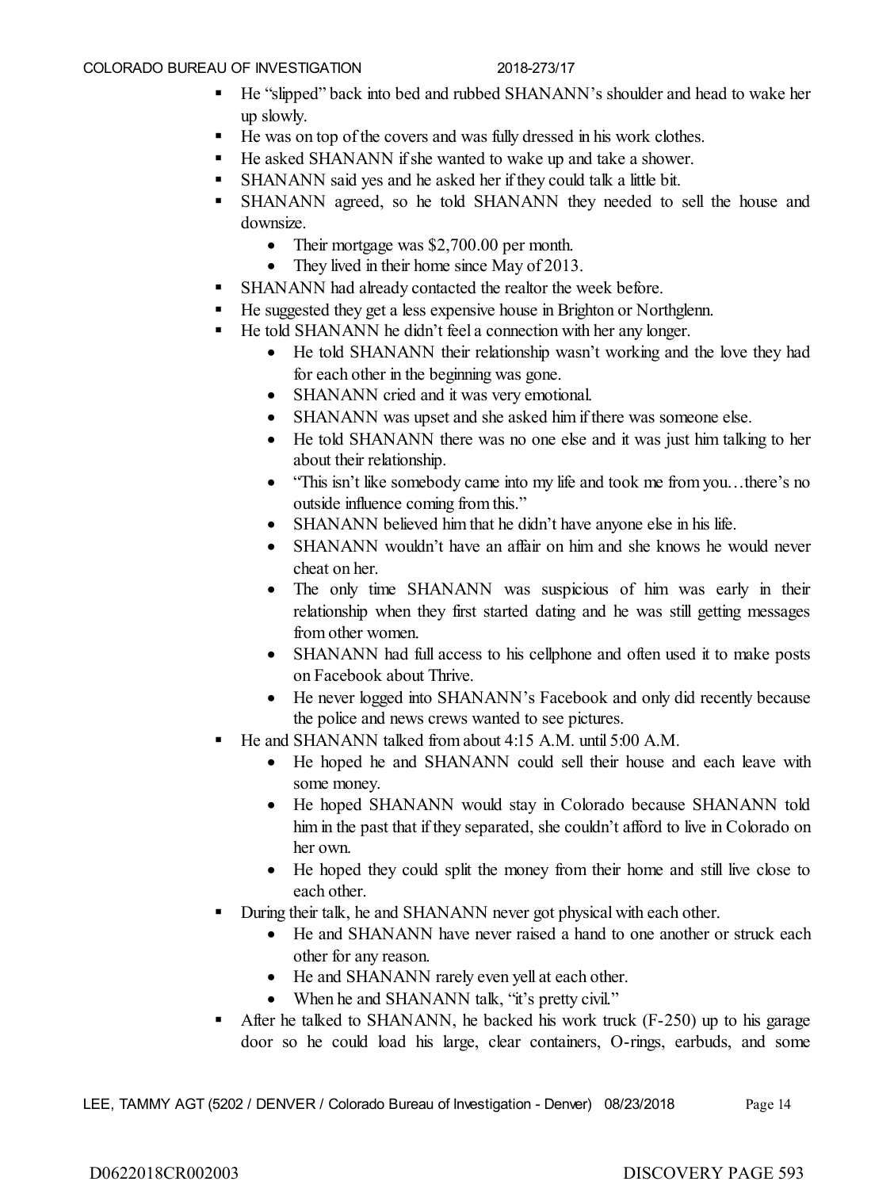- He "slipped" back into bed and rubbed SHANANN's shoulder and head to wake her up slowly.
- He was on top of the covers and was fully dressed in his work clothes.
- He asked SHANANN if she wanted to wake up and take a shower.
- SHANANN said yes and he asked her if they could talk a little bit.
- SHANANN agreed, so he told SHANANN they needed to sell the house and downsize.
  - Their mortgage was $2,700.00 per month.
  - They lived in their home since May of 2013.
- SHANANN had already contacted the realtor the week before.
- He suggested they get a less expensive house in Brighton or Northglenn.
- He told SHANANN he didn't feel a connection with her any longer.
  - He told SHANANN their relationship wasn't working and the love they had for each other in the beginning was gone.
  - SHANANN cried and it was very emotional.
  - SHANANN was upset and she asked him if there was someone else.
  - He told SHANANN there was no one else and it was just him talking to her about their relationship.
  - "This isn't like somebody came into my life and took me from you…there's no outside influence coming from this."
  - SHANANN believed him that he didn't have anyone else in his life.
  - SHANANN wouldn't have an affair on him and she knows he would never cheat on her.
  - The only time SHANANN was suspicious of him was early in their relationship when they first started dating and he was still getting messages from other women.
  - SHANANN had full access to his cellphone and often used it to make posts on Facebook about Thrive.
  - He never logged into SHANANN's Facebook and only did recently because the police and news crews wanted to see pictures.
- He and SHANANN talked from about 4:15 A.M. until 5:00 A.M.
  - He hoped he and SHANANN could sell their house and each leave with some money.
  - He hoped SHANANN would stay in Colorado because SHANANN told him in the past that if they separated, she couldn't afford to live in Colorado on her own.
  - He hoped they could split the money from their home and still live close to each other.
- During their talk, he and SHANANN never got physical with each other.
  - He and SHANANN have never raised a hand to one another or struck each other for any reason.
  - He and SHANANN rarely even yell at each other.
  - When he and SHANANN talk, "it's pretty civil."
- After he talked to SHANANN, he backed his work truck (F-250) up to his garage door so he could load his large, clear containers, O-rings, earbuds, and some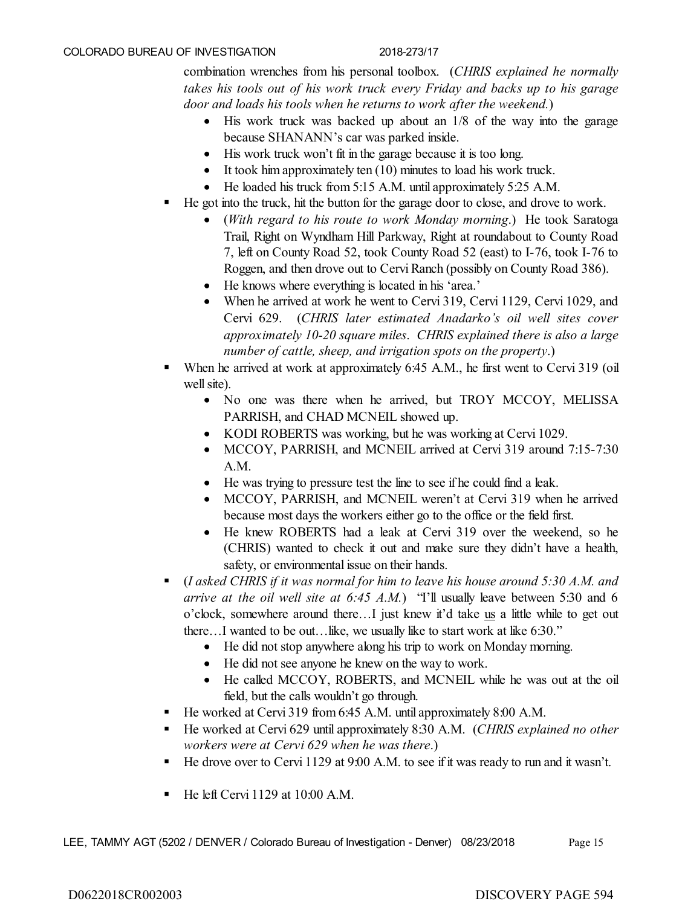combination wrenches from his personal toolbox. (*CHRIS explained he normally takes his tools out of his work truck every Friday and backs up to his garage door and loads his tools when he returns to work after the weekend.*)

- His work truck was backed up about an 1/8 of the way into the garage because SHANANN's car was parked inside.
- His work truck won't fit in the garage because it is too long.
- It took him approximately ten (10) minutes to load his work truck.
- He loaded his truck from 5:15 A.M. until approximately 5:25 A.M.

▪ He got into the truck, hit the button for the garage door to close, and drove to work.

- (*With regard to his route to work Monday morning.*) He took Saratoga Trail, Right on Wyndham Hill Parkway, Right at roundabout to County Road 7, left on County Road 52, took County Road 52 (east) to I-76, took I-76 to Roggen, and then drove out to Cervi Ranch (possibly on County Road 386).
- He knows where everything is located in his 'area.'
- When he arrived at work he went to Cervi 319, Cervi 1129, Cervi 1029, and Cervi 629. (*CHRIS later estimated Anadarko's oil well sites cover approximately 10-20 square miles. CHRIS explained there is also a large number of cattle, sheep, and irrigation spots on the property.*)

▪ When he arrived at work at approximately 6:45 A.M., he first went to Cervi 319 (oil well site).

- No one was there when he arrived, but TROY MCCOY, MELISSA PARRISH, and CHAD MCNEIL showed up.
- KODI ROBERTS was working, but he was working at Cervi 1029.
- MCCOY, PARRISH, and MCNEIL arrived at Cervi 319 around 7:15-7:30 A.M.
- He was trying to pressure test the line to see if he could find a leak.
- MCCOY, PARRISH, and MCNEIL weren't at Cervi 319 when he arrived because most days the workers either go to the office or the field first.
- He knew ROBERTS had a leak at Cervi 319 over the weekend, so he (CHRIS) wanted to check it out and make sure they didn't have a health, safety, or environmental issue on their hands.

▪ (*I asked CHRIS if it was normal for him to leave his house around 5:30 A.M. and arrive at the oil well site at 6:45 A.M.*) "I'll usually leave between 5:30 and 6 o'clock, somewhere around there…I just knew it'd take <u>us</u> a little while to get out there…I wanted to be out…like, we usually like to start work at like 6:30."

- He did not stop anywhere along his trip to work on Monday morning.
- He did not see anyone he knew on the way to work.
- He called MCCOY, ROBERTS, and MCNEIL while he was out at the oil field, but the calls wouldn't go through.

▪ He worked at Cervi 319 from 6:45 A.M. until approximately 8:00 A.M.

▪ He worked at Cervi 629 until approximately 8:30 A.M. (*CHRIS explained no other workers were at Cervi 629 when he was there.*)

▪ He drove over to Cervi 1129 at 9:00 A.M. to see if it was ready to run and it wasn't.

▪ He left Cervi 1129 at 10:00 A.M.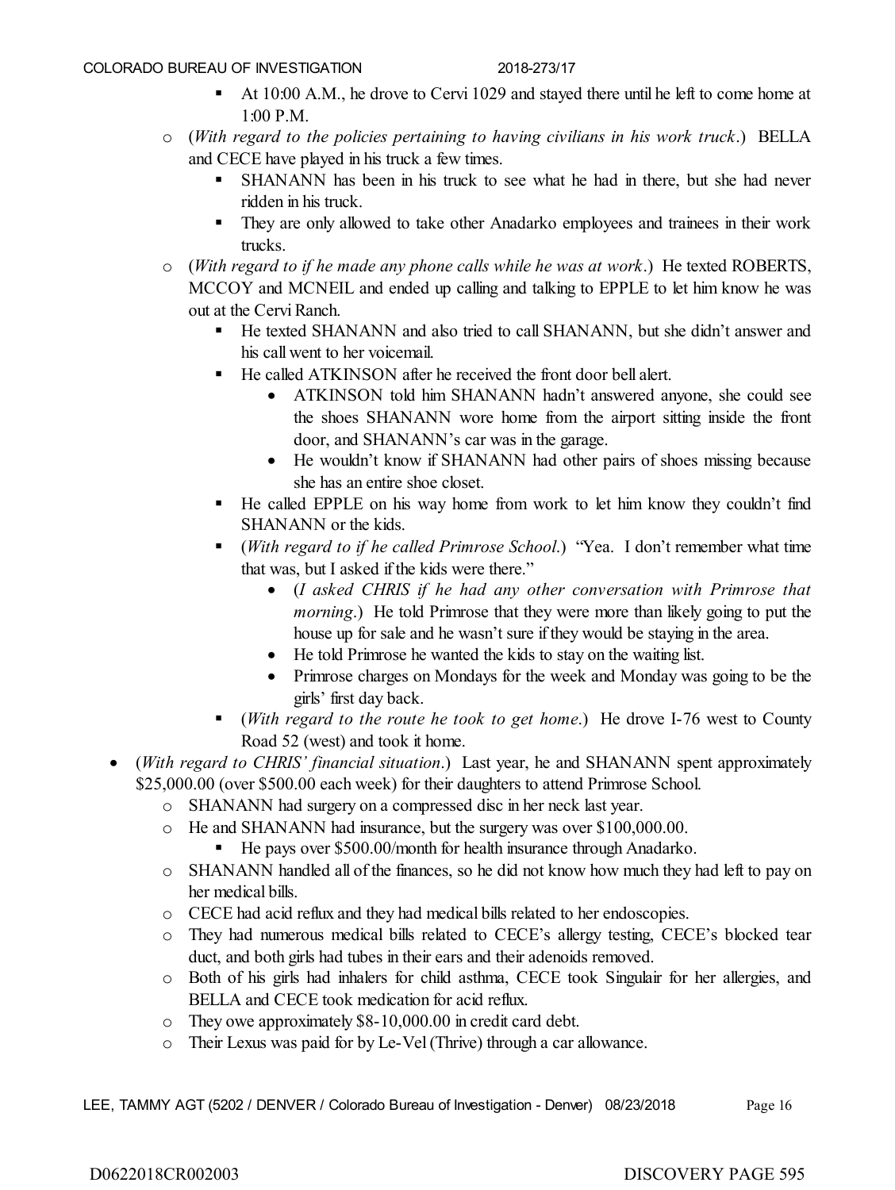- At 10:00 A.M., he drove to Cervi 1029 and stayed there until he left to come home at 1:00 P.M.
  - (*With regard to the policies pertaining to having civilians in his work truck*.) BELLA and CECE have played in his truck a few times.
    - SHANANN has been in his truck to see what he had in there, but she had never ridden in his truck.
    - They are only allowed to take other Anadarko employees and trainees in their work trucks.
  - (*With regard to if he made any phone calls while he was at work*.) He texted ROBERTS, MCCOY and MCNEIL and ended up calling and talking to EPPLE to let him know he was out at the Cervi Ranch.
    - He texted SHANANN and also tried to call SHANANN, but she didn't answer and his call went to her voicemail.
    - He called ATKINSON after he received the front door bell alert.
      - ATKINSON told him SHANANN hadn't answered anyone, she could see the shoes SHANANN wore home from the airport sitting inside the front door, and SHANANN's car was in the garage.
      - He wouldn't know if SHANANN had other pairs of shoes missing because she has an entire shoe closet.
    - He called EPPLE on his way home from work to let him know they couldn't find SHANANN or the kids.
    - (*With regard to if he called Primrose School*.) "Yea. I don't remember what time that was, but I asked if the kids were there."
      - (*I asked CHRIS if he had any other conversation with Primrose that morning*.) He told Primrose that they were more than likely going to put the house up for sale and he wasn't sure if they would be staying in the area.
      - He told Primrose he wanted the kids to stay on the waiting list.
      - Primrose charges on Mondays for the week and Monday was going to be the girls' first day back.
    - (*With regard to the route he took to get home*.) He drove I-76 west to County Road 52 (west) and took it home.
- (*With regard to CHRIS' financial situation*.) Last year, he and SHANANN spent approximately $25,000.00 (over $500.00 each week) for their daughters to attend Primrose School.
  - SHANANN had surgery on a compressed disc in her neck last year.
  - He and SHANANN had insurance, but the surgery was over $100,000.00.
    - He pays over $500.00/month for health insurance through Anadarko.
  - SHANANN handled all of the finances, so he did not know how much they had left to pay on her medical bills.
  - CECE had acid reflux and they had medical bills related to her endoscopies.
  - They had numerous medical bills related to CECE's allergy testing, CECE's blocked tear duct, and both girls had tubes in their ears and their adenoids removed.
  - Both of his girls had inhalers for child asthma, CECE took Singulair for her allergies, and BELLA and CECE took medication for acid reflux.
  - They owe approximately $8-10,000.00 in credit card debt.
  - Their Lexus was paid for by Le-Vel (Thrive) through a car allowance.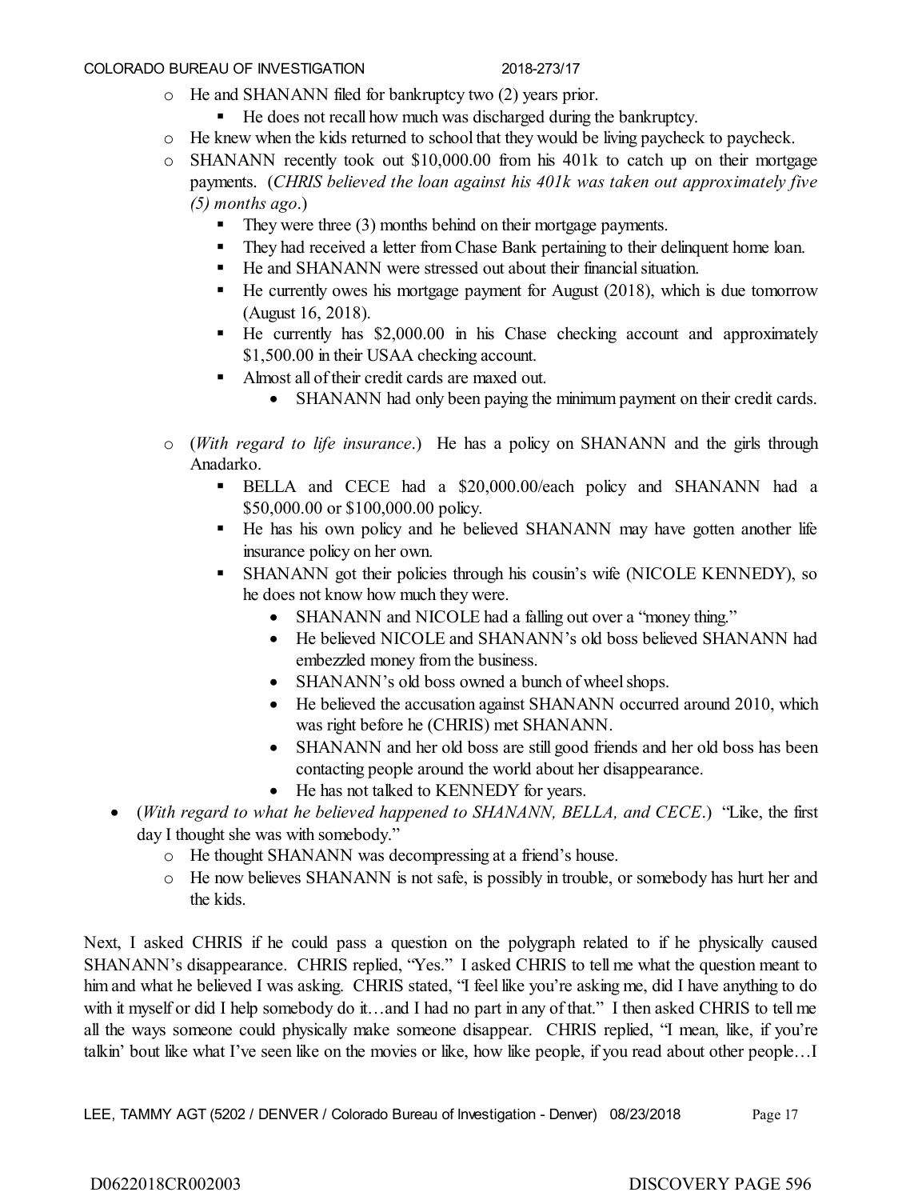- He and SHANANN filed for bankruptcy two (2) years prior.
  - He does not recall how much was discharged during the bankruptcy.
- He knew when the kids returned to school that they would be living paycheck to paycheck.
- SHANANN recently took out $10,000.00 from his 401k to catch up on their mortgage payments. (*CHRIS believed the loan against his 401k was taken out approximately five (5) months ago*.)
  - They were three (3) months behind on their mortgage payments.
  - They had received a letter from Chase Bank pertaining to their delinquent home loan.
  - He and SHANANN were stressed out about their financial situation.
  - He currently owes his mortgage payment for August (2018), which is due tomorrow (August 16, 2018).
  - He currently has $2,000.00 in his Chase checking account and approximately $1,500.00 in their USAA checking account.
  - Almost all of their credit cards are maxed out.
    - SHANANN had only been paying the minimum payment on their credit cards.
- (*With regard to life insurance*.) He has a policy on SHANANN and the girls through Anadarko.
  - BELLA and CECE had a $20,000.00/each policy and SHANANN had a $50,000.00 or $100,000.00 policy.
  - He has his own policy and he believed SHANANN may have gotten another life insurance policy on her own.
  - SHANANN got their policies through his cousin's wife (NICOLE KENNEDY), so he does not know how much they were.
    - SHANANN and NICOLE had a falling out over a "money thing."
    - He believed NICOLE and SHANANN's old boss believed SHANANN had embezzled money from the business.
    - SHANANN's old boss owned a bunch of wheel shops.
    - He believed the accusation against SHANANN occurred around 2010, which was right before he (CHRIS) met SHANANN.
    - SHANANN and her old boss are still good friends and her old boss has been contacting people around the world about her disappearance.
    - He has not talked to KENNEDY for years.

- (*With regard to what he believed happened to SHANANN, BELLA, and CECE*.) "Like, the first day I thought she was with somebody."
  - He thought SHANANN was decompressing at a friend's house.
  - He now believes SHANANN is not safe, is possibly in trouble, or somebody has hurt her and the kids.

Next, I asked CHRIS if he could pass a question on the polygraph related to if he physically caused SHANANN's disappearance. CHRIS replied, "Yes." I asked CHRIS to tell me what the question meant to him and what he believed I was asking. CHRIS stated, "I feel like you're asking me, did I have anything to do with it myself or did I help somebody do it…and I had no part in any of that." I then asked CHRIS to tell me all the ways someone could physically make someone disappear. CHRIS replied, "I mean, like, if you're talkin' bout like what I've seen like on the movies or like, how like people, if you read about other people…I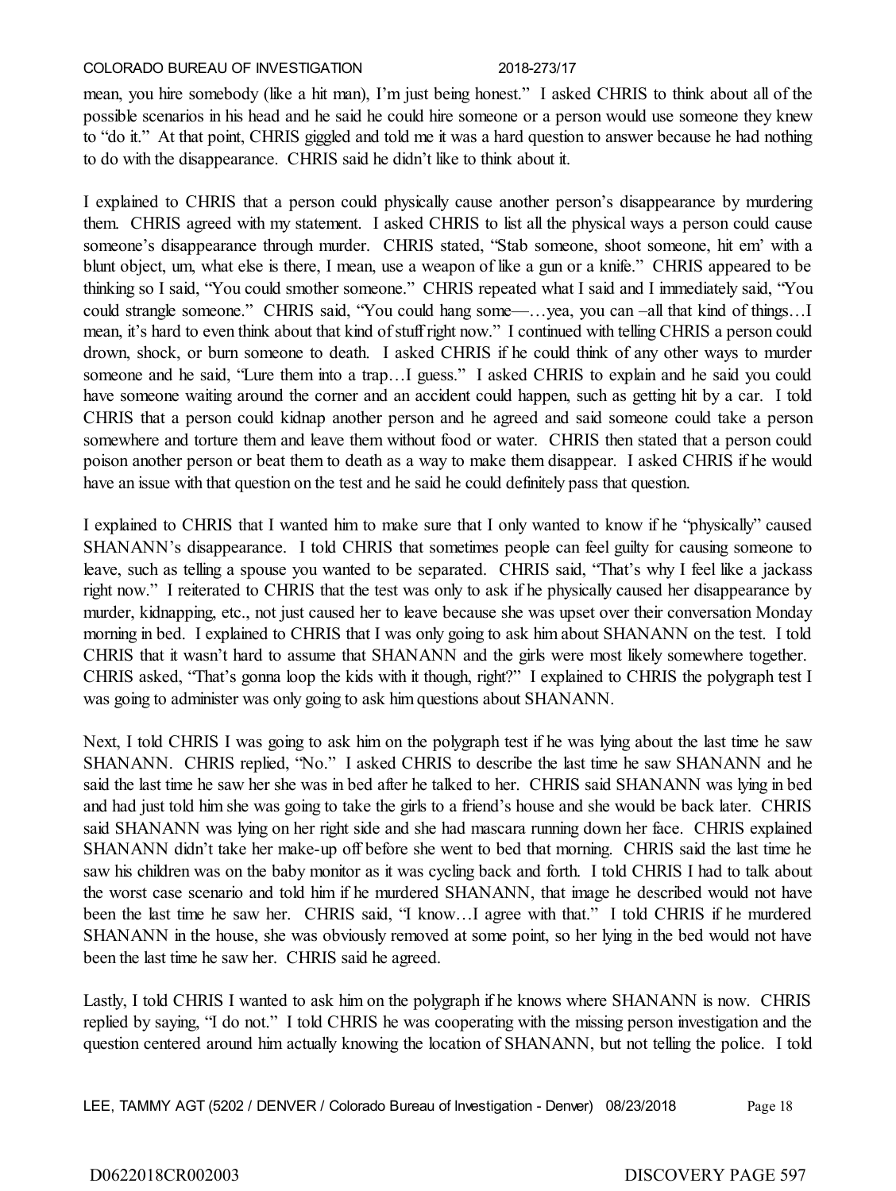mean, you hire somebody (like a hit man), I'm just being honest." I asked CHRIS to think about all of the possible scenarios in his head and he said he could hire someone or a person would use someone they knew to "do it." At that point, CHRIS giggled and told me it was a hard question to answer because he had nothing to do with the disappearance. CHRIS said he didn't like to think about it.

I explained to CHRIS that a person could physically cause another person's disappearance by murdering them. CHRIS agreed with my statement. I asked CHRIS to list all the physical ways a person could cause someone's disappearance through murder. CHRIS stated, "Stab someone, shoot someone, hit em' with a blunt object, um, what else is there, I mean, use a weapon of like a gun or a knife." CHRIS appeared to be thinking so I said, "You could smother someone." CHRIS repeated what I said and I immediately said, "You could strangle someone." CHRIS said, "You could hang some—…yea, you can –all that kind of things…I mean, it's hard to even think about that kind of stuff right now." I continued with telling CHRIS a person could drown, shock, or burn someone to death. I asked CHRIS if he could think of any other ways to murder someone and he said, "Lure them into a trap…I guess." I asked CHRIS to explain and he said you could have someone waiting around the corner and an accident could happen, such as getting hit by a car. I told CHRIS that a person could kidnap another person and he agreed and said someone could take a person somewhere and torture them and leave them without food or water. CHRIS then stated that a person could poison another person or beat them to death as a way to make them disappear. I asked CHRIS if he would have an issue with that question on the test and he said he could definitely pass that question.

I explained to CHRIS that I wanted him to make sure that I only wanted to know if he "physically" caused SHANANN's disappearance. I told CHRIS that sometimes people can feel guilty for causing someone to leave, such as telling a spouse you wanted to be separated. CHRIS said, "That's why I feel like a jackass right now." I reiterated to CHRIS that the test was only to ask if he physically caused her disappearance by murder, kidnapping, etc., not just caused her to leave because she was upset over their conversation Monday morning in bed. I explained to CHRIS that I was only going to ask him about SHANANN on the test. I told CHRIS that it wasn't hard to assume that SHANANN and the girls were most likely somewhere together. CHRIS asked, "That's gonna loop the kids with it though, right?" I explained to CHRIS the polygraph test I was going to administer was only going to ask him questions about SHANANN.

Next, I told CHRIS I was going to ask him on the polygraph test if he was lying about the last time he saw SHANANN. CHRIS replied, "No." I asked CHRIS to describe the last time he saw SHANANN and he said the last time he saw her she was in bed after he talked to her. CHRIS said SHANANN was lying in bed and had just told him she was going to take the girls to a friend's house and she would be back later. CHRIS said SHANANN was lying on her right side and she had mascara running down her face. CHRIS explained SHANANN didn't take her make-up off before she went to bed that morning. CHRIS said the last time he saw his children was on the baby monitor as it was cycling back and forth. I told CHRIS I had to talk about the worst case scenario and told him if he murdered SHANANN, that image he described would not have been the last time he saw her. CHRIS said, "I know…I agree with that." I told CHRIS if he murdered SHANANN in the house, she was obviously removed at some point, so her lying in the bed would not have been the last time he saw her. CHRIS said he agreed.

Lastly, I told CHRIS I wanted to ask him on the polygraph if he knows where SHANANN is now. CHRIS replied by saying, "I do not." I told CHRIS he was cooperating with the missing person investigation and the question centered around him actually knowing the location of SHANANN, but not telling the police. I told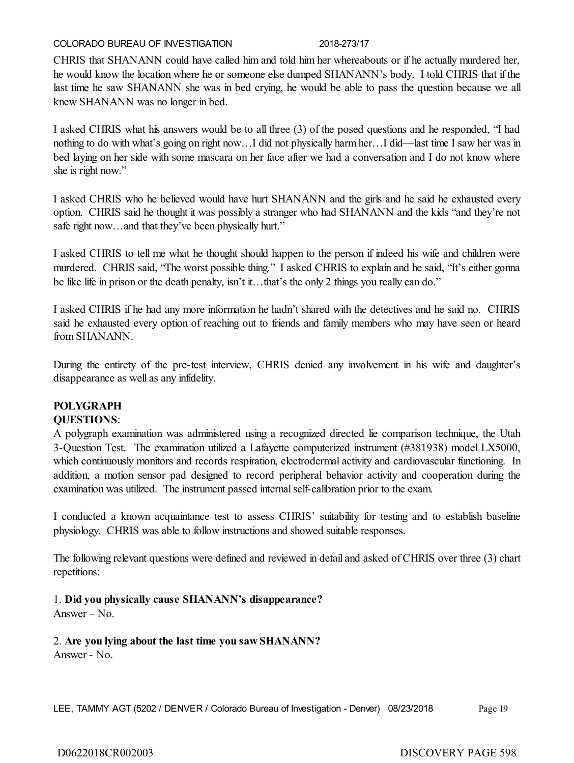CHRIS that SHANANN could have called him and told him her whereabouts or if he actually murdered her, he would know the location where he or someone else dumped SHANANN's body. I told CHRIS that if the last time he saw SHANANN she was in bed crying, he would be able to pass the question because we all knew SHANANN was no longer in bed.

I asked CHRIS what his answers would be to all three (3) of the posed questions and he responded, "I had nothing to do with what's going on right now…I did not physically harm her…I did—last time I saw her was in bed laying on her side with some mascara on her face after we had a conversation and I do not know where she is right now."

I asked CHRIS who he believed would have hurt SHANANN and the girls and he said he exhausted every option. CHRIS said he thought it was possibly a stranger who had SHANANN and the kids "and they're not safe right now…and that they've been physically hurt."

I asked CHRIS to tell me what he thought should happen to the person if indeed his wife and children were murdered. CHRIS said, "The worst possible thing." I asked CHRIS to explain and he said, "It's either gonna be like life in prison or the death penalty, isn't it…that's the only 2 things you really can do."

I asked CHRIS if he had any more information he hadn't shared with the detectives and he said no. CHRIS said he exhausted every option of reaching out to friends and family members who may have seen or heard from SHANANN.

During the entirety of the pre-test interview, CHRIS denied any involvement in his wife and daughter's disappearance as well as any infidelity.

**POLYGRAPH QUESTIONS**:

A polygraph examination was administered using a recognized directed lie comparison technique, the Utah 3-Question Test. The examination utilized a Lafayette computerized instrument (#381938) model LX5000, which continuously monitors and records respiration, electrodermal activity and cardiovascular functioning. In addition, a motion sensor pad designed to record peripheral behavior activity and cooperation during the examination was utilized. The instrument passed internal self-calibration prior to the exam.

I conducted a known acquaintance test to assess CHRIS' suitability for testing and to establish baseline physiology. CHRIS was able to follow instructions and showed suitable responses.

The following relevant questions were defined and reviewed in detail and asked of CHRIS over three (3) chart repetitions:

1. **Did you physically cause SHANANN's disappearance?**
Answer – No.

2. **Are you lying about the last time you saw SHANANN?**
Answer - No.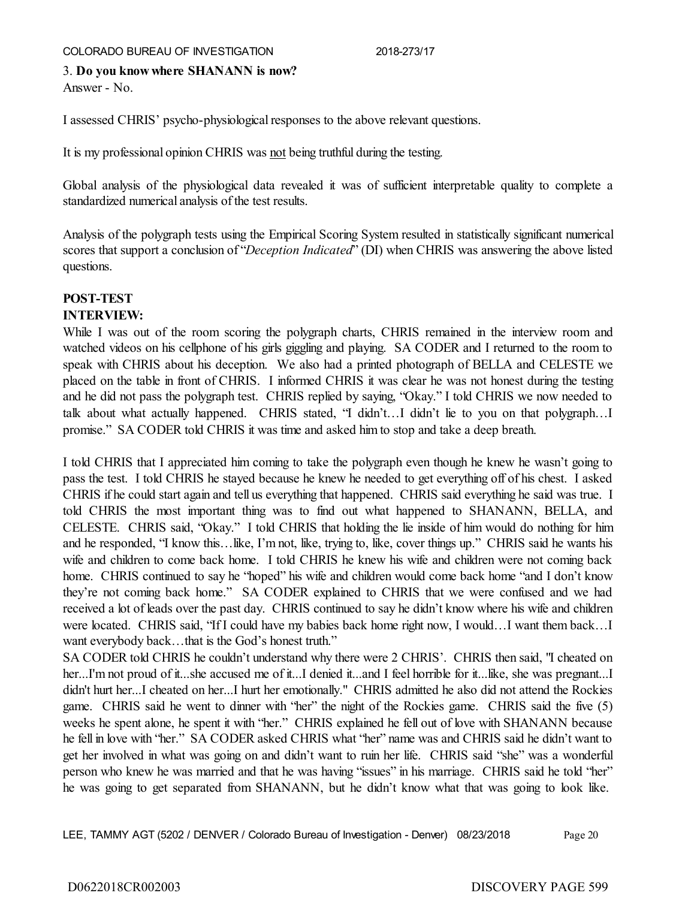3. **Do you know where SHANANN is now?**
Answer - No.

I assessed CHRIS' psycho-physiological responses to the above relevant questions.

It is my professional opinion CHRIS was not being truthful during the testing.

Global analysis of the physiological data revealed it was of sufficient interpretable quality to complete a standardized numerical analysis of the test results.

Analysis of the polygraph tests using the Empirical Scoring System resulted in statistically significant numerical scores that support a conclusion of "*Deception Indicated*" (DI) when CHRIS was answering the above listed questions.

**POST-TEST**
**INTERVIEW:**
While I was out of the room scoring the polygraph charts, CHRIS remained in the interview room and watched videos on his cellphone of his girls giggling and playing. SA CODER and I returned to the room to speak with CHRIS about his deception. We also had a printed photograph of BELLA and CELESTE we placed on the table in front of CHRIS. I informed CHRIS it was clear he was not honest during the testing and he did not pass the polygraph test. CHRIS replied by saying, "Okay." I told CHRIS we now needed to talk about what actually happened. CHRIS stated, "I didn't…I didn't lie to you on that polygraph…I promise." SA CODER told CHRIS it was time and asked him to stop and take a deep breath.

I told CHRIS that I appreciated him coming to take the polygraph even though he knew he wasn't going to pass the test. I told CHRIS he stayed because he knew he needed to get everything off of his chest. I asked CHRIS if he could start again and tell us everything that happened. CHRIS said everything he said was true. I told CHRIS the most important thing was to find out what happened to SHANANN, BELLA, and CELESTE. CHRIS said, "Okay." I told CHRIS that holding the lie inside of him would do nothing for him and he responded, "I know this…like, I'm not, like, trying to, like, cover things up." CHRIS said he wants his wife and children to come back home. I told CHRIS he knew his wife and children were not coming back home. CHRIS continued to say he "hoped" his wife and children would come back home "and I don't know they're not coming back home." SA CODER explained to CHRIS that we were confused and we had received a lot of leads over the past day. CHRIS continued to say he didn't know where his wife and children were located. CHRIS said, "If I could have my babies back home right now, I would…I want them back…I want everybody back…that is the God's honest truth."
SA CODER told CHRIS he couldn't understand why there were 2 CHRIS'. CHRIS then said, "I cheated on her...I'm not proud of it...she accused me of it...I denied it...and I feel horrible for it...like, she was pregnant...I didn't hurt her...I cheated on her...I hurt her emotionally." CHRIS admitted he also did not attend the Rockies game. CHRIS said he went to dinner with "her" the night of the Rockies game. CHRIS said the five (5) weeks he spent alone, he spent it with "her." CHRIS explained he fell out of love with SHANANN because he fell in love with "her." SA CODER asked CHRIS what "her" name was and CHRIS said he didn't want to get her involved in what was going on and didn't want to ruin her life. CHRIS said "she" was a wonderful person who knew he was married and that he was having "issues" in his marriage. CHRIS said he told "her" he was going to get separated from SHANANN, but he didn't know what that was going to look like.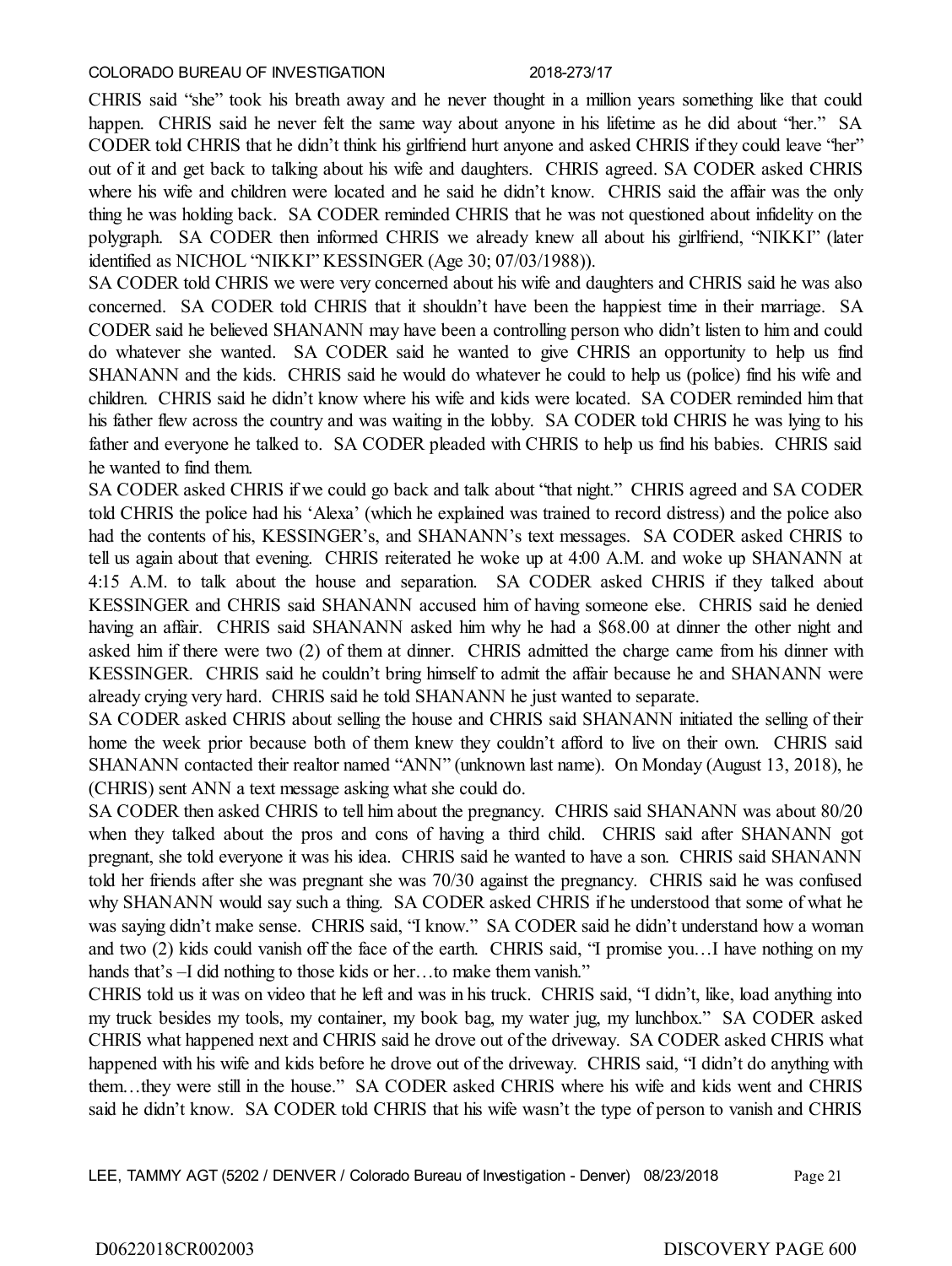CHRIS said "she" took his breath away and he never thought in a million years something like that could happen. CHRIS said he never felt the same way about anyone in his lifetime as he did about "her." SA CODER told CHRIS that he didn't think his girlfriend hurt anyone and asked CHRIS if they could leave "her" out of it and get back to talking about his wife and daughters. CHRIS agreed. SA CODER asked CHRIS where his wife and children were located and he said he didn't know. CHRIS said the affair was the only thing he was holding back. SA CODER reminded CHRIS that he was not questioned about infidelity on the polygraph. SA CODER then informed CHRIS we already knew all about his girlfriend, "NIKKI" (later identified as NICHOL "NIKKI" KESSINGER (Age 30; 07/03/1988)).

SA CODER told CHRIS we were very concerned about his wife and daughters and CHRIS said he was also concerned. SA CODER told CHRIS that it shouldn't have been the happiest time in their marriage. SA CODER said he believed SHANANN may have been a controlling person who didn't listen to him and could do whatever she wanted. SA CODER said he wanted to give CHRIS an opportunity to help us find SHANANN and the kids. CHRIS said he would do whatever he could to help us (police) find his wife and children. CHRIS said he didn't know where his wife and kids were located. SA CODER reminded him that his father flew across the country and was waiting in the lobby. SA CODER told CHRIS he was lying to his father and everyone he talked to. SA CODER pleaded with CHRIS to help us find his babies. CHRIS said he wanted to find them.

SA CODER asked CHRIS if we could go back and talk about "that night." CHRIS agreed and SA CODER told CHRIS the police had his 'Alexa' (which he explained was trained to record distress) and the police also had the contents of his, KESSINGER's, and SHANANN's text messages. SA CODER asked CHRIS to tell us again about that evening. CHRIS reiterated he woke up at 4:00 A.M. and woke up SHANANN at 4:15 A.M. to talk about the house and separation. SA CODER asked CHRIS if they talked about KESSINGER and CHRIS said SHANANN accused him of having someone else. CHRIS said he denied having an affair. CHRIS said SHANANN asked him why he had a $68.00 at dinner the other night and asked him if there were two (2) of them at dinner. CHRIS admitted the charge came from his dinner with KESSINGER. CHRIS said he couldn't bring himself to admit the affair because he and SHANANN were already crying very hard. CHRIS said he told SHANANN he just wanted to separate.

SA CODER asked CHRIS about selling the house and CHRIS said SHANANN initiated the selling of their home the week prior because both of them knew they couldn't afford to live on their own. CHRIS said SHANANN contacted their realtor named "ANN" (unknown last name). On Monday (August 13, 2018), he (CHRIS) sent ANN a text message asking what she could do.

SA CODER then asked CHRIS to tell him about the pregnancy. CHRIS said SHANANN was about 80/20 when they talked about the pros and cons of having a third child. CHRIS said after SHANANN got pregnant, she told everyone it was his idea. CHRIS said he wanted to have a son. CHRIS said SHANANN told her friends after she was pregnant she was 70/30 against the pregnancy. CHRIS said he was confused why SHANANN would say such a thing. SA CODER asked CHRIS if he understood that some of what he was saying didn't make sense. CHRIS said, "I know." SA CODER said he didn't understand how a woman and two (2) kids could vanish off the face of the earth. CHRIS said, "I promise you…I have nothing on my hands that's –I did nothing to those kids or her…to make them vanish."

CHRIS told us it was on video that he left and was in his truck. CHRIS said, "I didn't, like, load anything into my truck besides my tools, my container, my book bag, my water jug, my lunchbox." SA CODER asked CHRIS what happened next and CHRIS said he drove out of the driveway. SA CODER asked CHRIS what happened with his wife and kids before he drove out of the driveway. CHRIS said, "I didn't do anything with them…they were still in the house." SA CODER asked CHRIS where his wife and kids went and CHRIS said he didn't know. SA CODER told CHRIS that his wife wasn't the type of person to vanish and CHRIS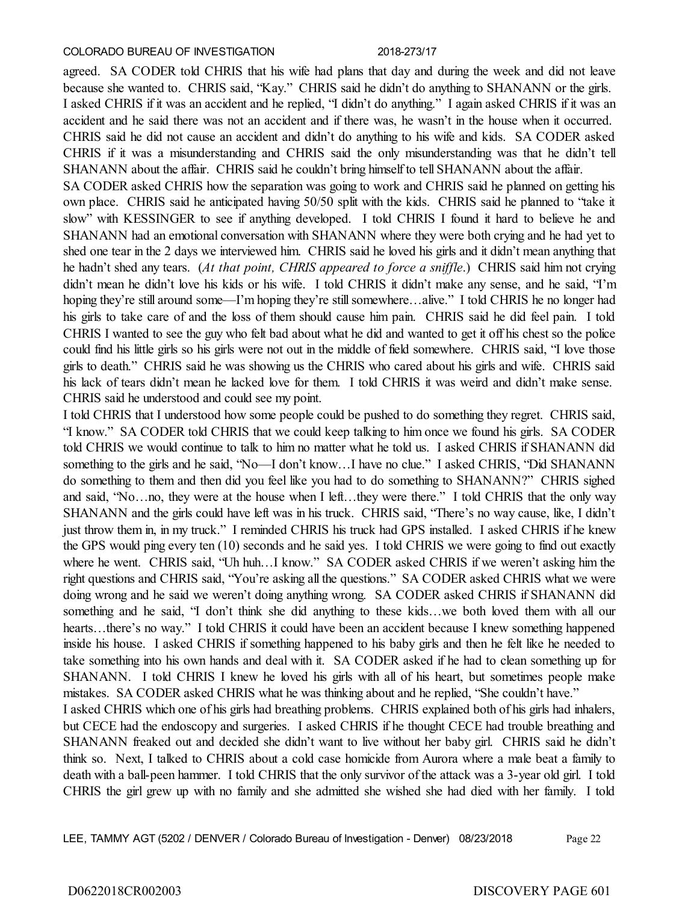agreed. SA CODER told CHRIS that his wife had plans that day and during the week and did not leave because she wanted to. CHRIS said, "Kay." CHRIS said he didn't do anything to SHANANN or the girls. I asked CHRIS if it was an accident and he replied, "I didn't do anything." I again asked CHRIS if it was an accident and he said there was not an accident and if there was, he wasn't in the house when it occurred. CHRIS said he did not cause an accident and didn't do anything to his wife and kids. SA CODER asked CHRIS if it was a misunderstanding and CHRIS said the only misunderstanding was that he didn't tell SHANANN about the affair. CHRIS said he couldn't bring himself to tell SHANANN about the affair.

SA CODER asked CHRIS how the separation was going to work and CHRIS said he planned on getting his own place. CHRIS said he anticipated having 50/50 split with the kids. CHRIS said he planned to "take it slow" with KESSINGER to see if anything developed. I told CHRIS I found it hard to believe he and SHANANN had an emotional conversation with SHANANN where they were both crying and he had yet to shed one tear in the 2 days we interviewed him. CHRIS said he loved his girls and it didn't mean anything that he hadn't shed any tears. (*At that point, CHRIS appeared to force a sniffle*.) CHRIS said him not crying didn't mean he didn't love his kids or his wife. I told CHRIS it didn't make any sense, and he said, "I'm hoping they're still around some—I'm hoping they're still somewhere…alive." I told CHRIS he no longer had his girls to take care of and the loss of them should cause him pain. CHRIS said he did feel pain. I told CHRIS I wanted to see the guy who felt bad about what he did and wanted to get it off his chest so the police could find his little girls so his girls were not out in the middle of field somewhere. CHRIS said, "I love those girls to death." CHRIS said he was showing us the CHRIS who cared about his girls and wife. CHRIS said his lack of tears didn't mean he lacked love for them. I told CHRIS it was weird and didn't make sense. CHRIS said he understood and could see my point.

I told CHRIS that I understood how some people could be pushed to do something they regret. CHRIS said, "I know." SA CODER told CHRIS that we could keep talking to him once we found his girls. SA CODER told CHRIS we would continue to talk to him no matter what he told us. I asked CHRIS if SHANANN did something to the girls and he said, "No—I don't know…I have no clue." I asked CHRIS, "Did SHANANN do something to them and then did you feel like you had to do something to SHANANN?" CHRIS sighed and said, "No…no, they were at the house when I left…they were there." I told CHRIS that the only way SHANANN and the girls could have left was in his truck. CHRIS said, "There's no way cause, like, I didn't just throw them in, in my truck." I reminded CHRIS his truck had GPS installed. I asked CHRIS if he knew the GPS would ping every ten (10) seconds and he said yes. I told CHRIS we were going to find out exactly where he went. CHRIS said, "Uh huh…I know." SA CODER asked CHRIS if we weren't asking him the right questions and CHRIS said, "You're asking all the questions." SA CODER asked CHRIS what we were doing wrong and he said we weren't doing anything wrong. SA CODER asked CHRIS if SHANANN did something and he said, "I don't think she did anything to these kids…we both loved them with all our hearts…there's no way." I told CHRIS it could have been an accident because I knew something happened inside his house. I asked CHRIS if something happened to his baby girls and then he felt like he needed to take something into his own hands and deal with it. SA CODER asked if he had to clean something up for SHANANN. I told CHRIS I knew he loved his girls with all of his heart, but sometimes people make mistakes. SA CODER asked CHRIS what he was thinking about and he replied, "She couldn't have."

I asked CHRIS which one of his girls had breathing problems. CHRIS explained both of his girls had inhalers, but CECE had the endoscopy and surgeries. I asked CHRIS if he thought CECE had trouble breathing and SHANANN freaked out and decided she didn't want to live without her baby girl. CHRIS said he didn't think so. Next, I talked to CHRIS about a cold case homicide from Aurora where a male beat a family to death with a ball-peen hammer. I told CHRIS that the only survivor of the attack was a 3-year old girl. I told CHRIS the girl grew up with no family and she admitted she wished she had died with her family. I told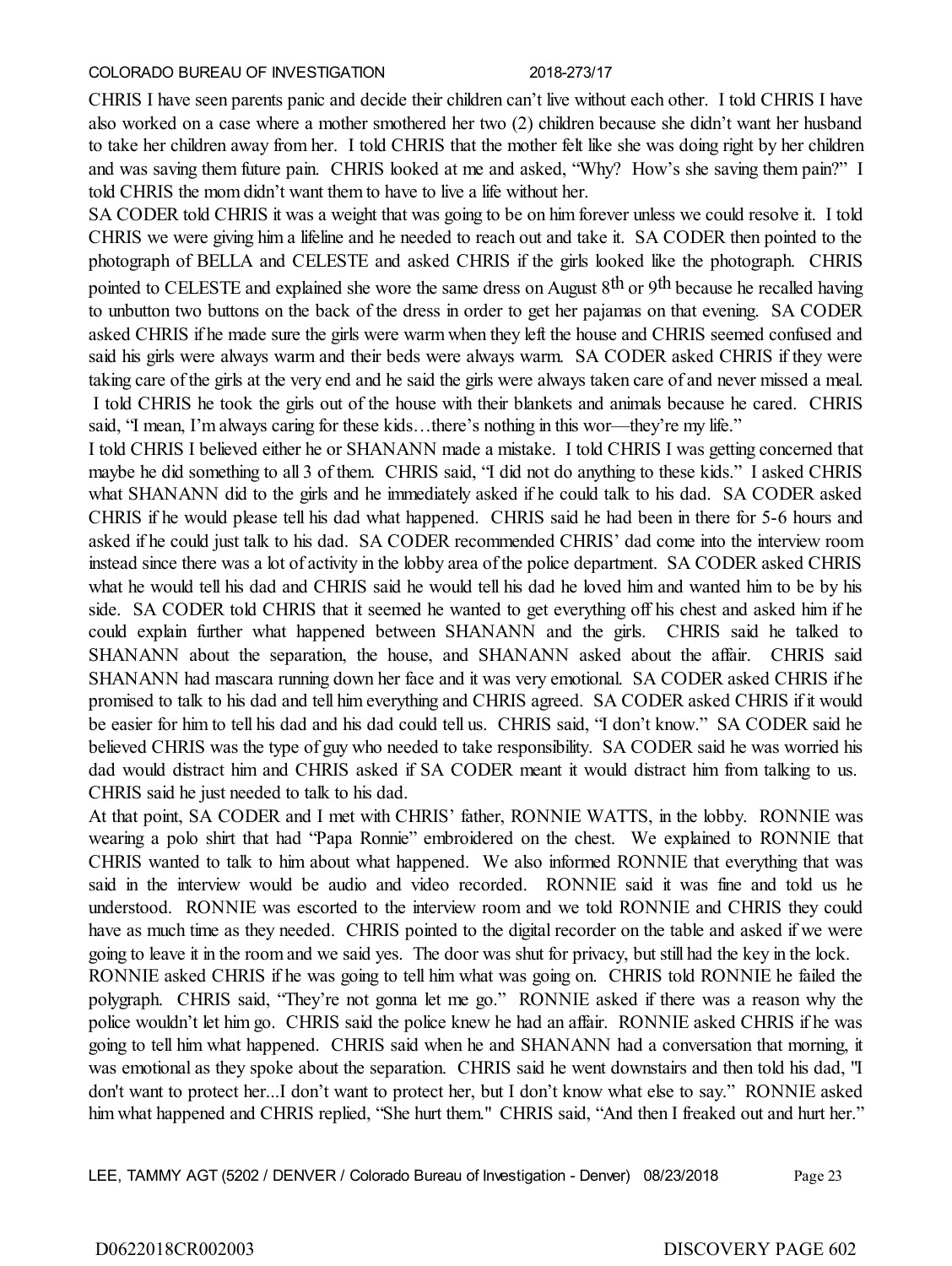CHRIS I have seen parents panic and decide their children can't live without each other. I told CHRIS I have also worked on a case where a mother smothered her two (2) children because she didn't want her husband to take her children away from her. I told CHRIS that the mother felt like she was doing right by her children and was saving them future pain. CHRIS looked at me and asked, "Why? How's she saving them pain?" I told CHRIS the mom didn't want them to have to live a life without her.

SA CODER told CHRIS it was a weight that was going to be on him forever unless we could resolve it. I told CHRIS we were giving him a lifeline and he needed to reach out and take it. SA CODER then pointed to the photograph of BELLA and CELESTE and asked CHRIS if the girls looked like the photograph. CHRIS pointed to CELESTE and explained she wore the same dress on August 8th or 9th because he recalled having to unbutton two buttons on the back of the dress in order to get her pajamas on that evening. SA CODER asked CHRIS if he made sure the girls were warm when they left the house and CHRIS seemed confused and said his girls were always warm and their beds were always warm. SA CODER asked CHRIS if they were taking care of the girls at the very end and he said the girls were always taken care of and never missed a meal. I told CHRIS he took the girls out of the house with their blankets and animals because he cared. CHRIS said, "I mean, I'm always caring for these kids…there's nothing in this wor—they're my life."

I told CHRIS I believed either he or SHANANN made a mistake. I told CHRIS I was getting concerned that maybe he did something to all 3 of them. CHRIS said, "I did not do anything to these kids." I asked CHRIS what SHANANN did to the girls and he immediately asked if he could talk to his dad. SA CODER asked CHRIS if he would please tell his dad what happened. CHRIS said he had been in there for 5-6 hours and asked if he could just talk to his dad. SA CODER recommended CHRIS' dad come into the interview room instead since there was a lot of activity in the lobby area of the police department. SA CODER asked CHRIS what he would tell his dad and CHRIS said he would tell his dad he loved him and wanted him to be by his side. SA CODER told CHRIS that it seemed he wanted to get everything off his chest and asked him if he could explain further what happened between SHANANN and the girls. CHRIS said he talked to SHANANN about the separation, the house, and SHANANN asked about the affair. CHRIS said SHANANN had mascara running down her face and it was very emotional. SA CODER asked CHRIS if he promised to talk to his dad and tell him everything and CHRIS agreed. SA CODER asked CHRIS if it would be easier for him to tell his dad and his dad could tell us. CHRIS said, "I don't know." SA CODER said he believed CHRIS was the type of guy who needed to take responsibility. SA CODER said he was worried his dad would distract him and CHRIS asked if SA CODER meant it would distract him from talking to us. CHRIS said he just needed to talk to his dad.

At that point, SA CODER and I met with CHRIS' father, RONNIE WATTS, in the lobby. RONNIE was wearing a polo shirt that had "Papa Ronnie" embroidered on the chest. We explained to RONNIE that CHRIS wanted to talk to him about what happened. We also informed RONNIE that everything that was said in the interview would be audio and video recorded. RONNIE said it was fine and told us he understood. RONNIE was escorted to the interview room and we told RONNIE and CHRIS they could have as much time as they needed. CHRIS pointed to the digital recorder on the table and asked if we were going to leave it in the room and we said yes. The door was shut for privacy, but still had the key in the lock.

RONNIE asked CHRIS if he was going to tell him what was going on. CHRIS told RONNIE he failed the polygraph. CHRIS said, "They're not gonna let me go." RONNIE asked if there was a reason why the police wouldn't let him go. CHRIS said the police knew he had an affair. RONNIE asked CHRIS if he was going to tell him what happened. CHRIS said when he and SHANANN had a conversation that morning, it was emotional as they spoke about the separation. CHRIS said he went downstairs and then told his dad, "I don't want to protect her...I don't want to protect her, but I don't know what else to say." RONNIE asked him what happened and CHRIS replied, "She hurt them." CHRIS said, "And then I freaked out and hurt her."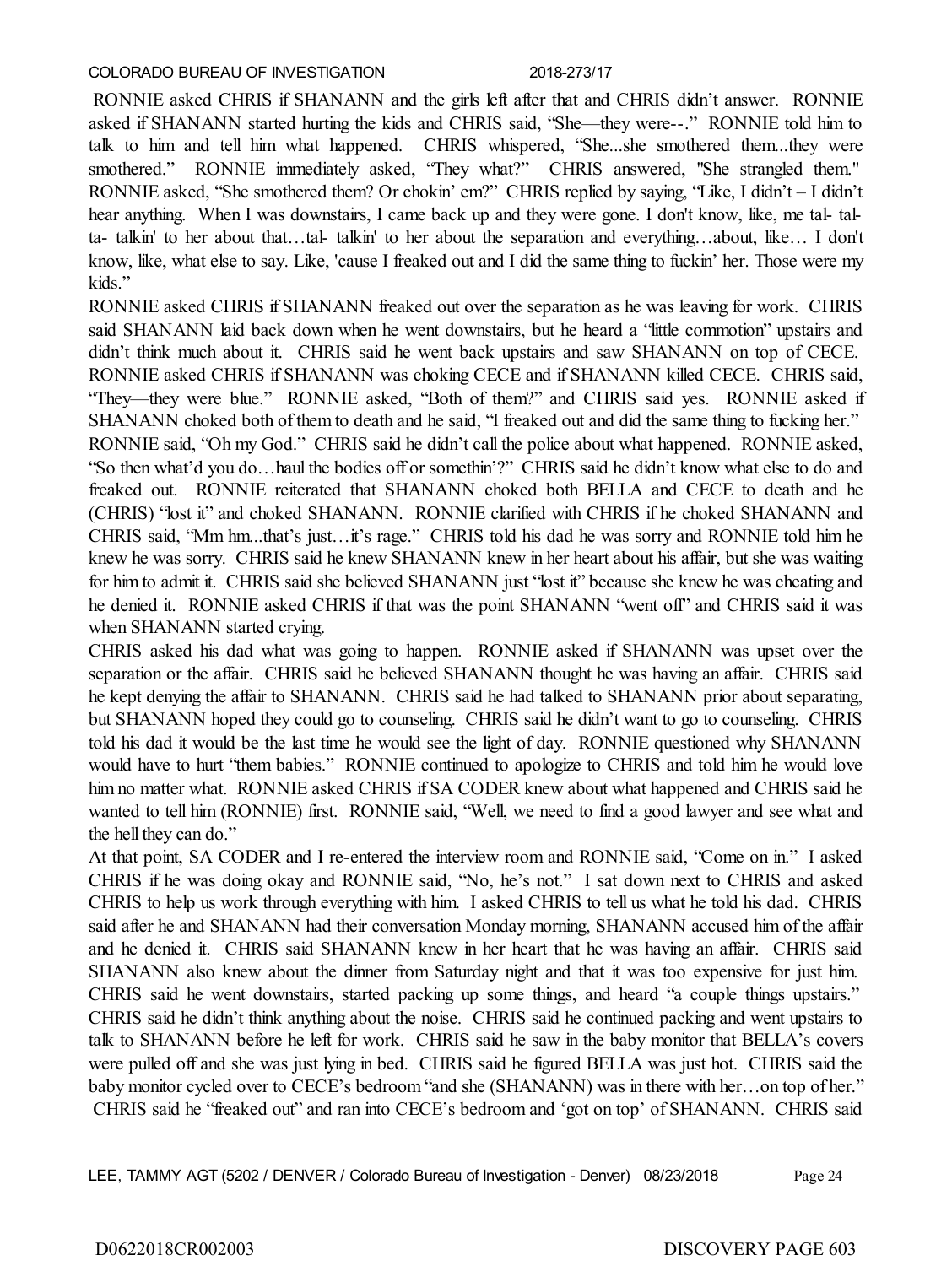RONNIE asked CHRIS if SHANANN and the girls left after that and CHRIS didn't answer. RONNIE asked if SHANANN started hurting the kids and CHRIS said, "She—they were--." RONNIE told him to talk to him and tell him what happened. CHRIS whispered, "She...she smothered them...they were smothered." RONNIE immediately asked, "They what?" CHRIS answered, "She strangled them." RONNIE asked, "She smothered them? Or chokin' em?" CHRIS replied by saying, "Like, I didn't – I didn't hear anything. When I was downstairs, I came back up and they were gone. I don't know, like, me tal- tal- ta- talkin' to her about that…tal- talkin' to her about the separation and everything…about, like… I don't know, like, what else to say. Like, 'cause I freaked out and I did the same thing to fuckin' her. Those were my kids."

RONNIE asked CHRIS if SHANANN freaked out over the separation as he was leaving for work. CHRIS said SHANANN laid back down when he went downstairs, but he heard a "little commotion" upstairs and didn't think much about it. CHRIS said he went back upstairs and saw SHANANN on top of CECE. RONNIE asked CHRIS if SHANANN was choking CECE and if SHANANN killed CECE. CHRIS said, "They—they were blue." RONNIE asked, "Both of them?" and CHRIS said yes. RONNIE asked if SHANANN choked both of them to death and he said, "I freaked out and did the same thing to fucking her." RONNIE said, "Oh my God." CHRIS said he didn't call the police about what happened. RONNIE asked, "So then what'd you do…haul the bodies off or somethin'?" CHRIS said he didn't know what else to do and freaked out. RONNIE reiterated that SHANANN choked both BELLA and CECE to death and he (CHRIS) "lost it" and choked SHANANN. RONNIE clarified with CHRIS if he choked SHANANN and CHRIS said, "Mm hm...that's just…it's rage." CHRIS told his dad he was sorry and RONNIE told him he knew he was sorry. CHRIS said he knew SHANANN knew in her heart about his affair, but she was waiting for him to admit it. CHRIS said she believed SHANANN just "lost it" because she knew he was cheating and he denied it. RONNIE asked CHRIS if that was the point SHANANN "went off" and CHRIS said it was when SHANANN started crying.

CHRIS asked his dad what was going to happen. RONNIE asked if SHANANN was upset over the separation or the affair. CHRIS said he believed SHANANN thought he was having an affair. CHRIS said he kept denying the affair to SHANANN. CHRIS said he had talked to SHANANN prior about separating, but SHANANN hoped they could go to counseling. CHRIS said he didn't want to go to counseling. CHRIS told his dad it would be the last time he would see the light of day. RONNIE questioned why SHANANN would have to hurt "them babies." RONNIE continued to apologize to CHRIS and told him he would love him no matter what. RONNIE asked CHRIS if SA CODER knew about what happened and CHRIS said he wanted to tell him (RONNIE) first. RONNIE said, "Well, we need to find a good lawyer and see what and the hell they can do."

At that point, SA CODER and I re-entered the interview room and RONNIE said, "Come on in." I asked CHRIS if he was doing okay and RONNIE said, "No, he's not." I sat down next to CHRIS and asked CHRIS to help us work through everything with him. I asked CHRIS to tell us what he told his dad. CHRIS said after he and SHANANN had their conversation Monday morning, SHANANN accused him of the affair and he denied it. CHRIS said SHANANN knew in her heart that he was having an affair. CHRIS said SHANANN also knew about the dinner from Saturday night and that it was too expensive for just him. CHRIS said he went downstairs, started packing up some things, and heard "a couple things upstairs." CHRIS said he didn't think anything about the noise. CHRIS said he continued packing and went upstairs to talk to SHANANN before he left for work. CHRIS said he saw in the baby monitor that BELLA's covers were pulled off and she was just lying in bed. CHRIS said he figured BELLA was just hot. CHRIS said the baby monitor cycled over to CECE's bedroom "and she (SHANANN) was in there with her…on top of her." CHRIS said he "freaked out" and ran into CECE's bedroom and 'got on top' of SHANANN. CHRIS said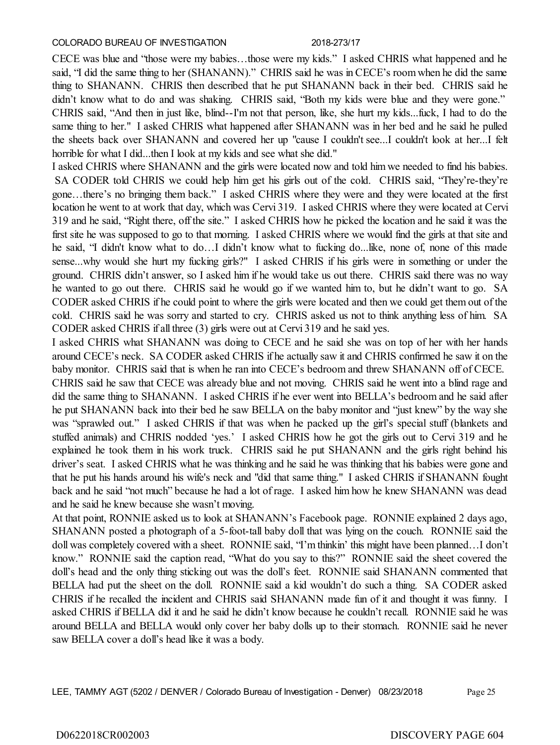CECE was blue and "those were my babies…those were my kids." I asked CHRIS what happened and he said, "I did the same thing to her (SHANANN)." CHRIS said he was in CECE's room when he did the same thing to SHANANN. CHRIS then described that he put SHANANN back in their bed. CHRIS said he didn't know what to do and was shaking. CHRIS said, "Both my kids were blue and they were gone." CHRIS said, "And then in just like, blind--I'm not that person, like, she hurt my kids...fuck, I had to do the same thing to her." I asked CHRIS what happened after SHANANN was in her bed and he said he pulled the sheets back over SHANANN and covered her up "cause I couldn't see...I couldn't look at her...I felt horrible for what I did...then I look at my kids and see what she did."

I asked CHRIS where SHANANN and the girls were located now and told him we needed to find his babies. SA CODER told CHRIS we could help him get his girls out of the cold. CHRIS said, "They're-they're gone…there's no bringing them back." I asked CHRIS where they were and they were located at the first location he went to at work that day, which was Cervi 319. I asked CHRIS where they were located at Cervi 319 and he said, "Right there, off the site." I asked CHRIS how he picked the location and he said it was the first site he was supposed to go to that morning. I asked CHRIS where we would find the girls at that site and he said, "I didn't know what to do…I didn't know what to fucking do...like, none of, none of this made sense...why would she hurt my fucking girls?" I asked CHRIS if his girls were in something or under the ground. CHRIS didn't answer, so I asked him if he would take us out there. CHRIS said there was no way he wanted to go out there. CHRIS said he would go if we wanted him to, but he didn't want to go. SA CODER asked CHRIS if he could point to where the girls were located and then we could get them out of the cold. CHRIS said he was sorry and started to cry. CHRIS asked us not to think anything less of him. SA CODER asked CHRIS if all three (3) girls were out at Cervi 319 and he said yes.

I asked CHRIS what SHANANN was doing to CECE and he said she was on top of her with her hands around CECE's neck. SA CODER asked CHRIS if he actually saw it and CHRIS confirmed he saw it on the baby monitor. CHRIS said that is when he ran into CECE's bedroom and threw SHANANN off of CECE. CHRIS said he saw that CECE was already blue and not moving. CHRIS said he went into a blind rage and did the same thing to SHANANN. I asked CHRIS if he ever went into BELLA's bedroom and he said after he put SHANANN back into their bed he saw BELLA on the baby monitor and "just knew" by the way she was "sprawled out." I asked CHRIS if that was when he packed up the girl's special stuff (blankets and stuffed animals) and CHRIS nodded 'yes.' I asked CHRIS how he got the girls out to Cervi 319 and he explained he took them in his work truck. CHRIS said he put SHANANN and the girls right behind his driver's seat. I asked CHRIS what he was thinking and he said he was thinking that his babies were gone and that he put his hands around his wife's neck and "did that same thing." I asked CHRIS if SHANANN fought back and he said "not much" because he had a lot of rage. I asked him how he knew SHANANN was dead and he said he knew because she wasn't moving.

At that point, RONNIE asked us to look at SHANANN's Facebook page. RONNIE explained 2 days ago, SHANANN posted a photograph of a 5-foot-tall baby doll that was lying on the couch. RONNIE said the doll was completely covered with a sheet. RONNIE said, "I'm thinkin' this might have been planned…I don't know." RONNIE said the caption read, "What do you say to this?" RONNIE said the sheet covered the doll's head and the only thing sticking out was the doll's feet. RONNIE said SHANANN commented that BELLA had put the sheet on the doll. RONNIE said a kid wouldn't do such a thing. SA CODER asked CHRIS if he recalled the incident and CHRIS said SHANANN made fun of it and thought it was funny. I asked CHRIS if BELLA did it and he said he didn't know because he couldn't recall. RONNIE said he was around BELLA and BELLA would only cover her baby dolls up to their stomach. RONNIE said he never saw BELLA cover a doll's head like it was a body.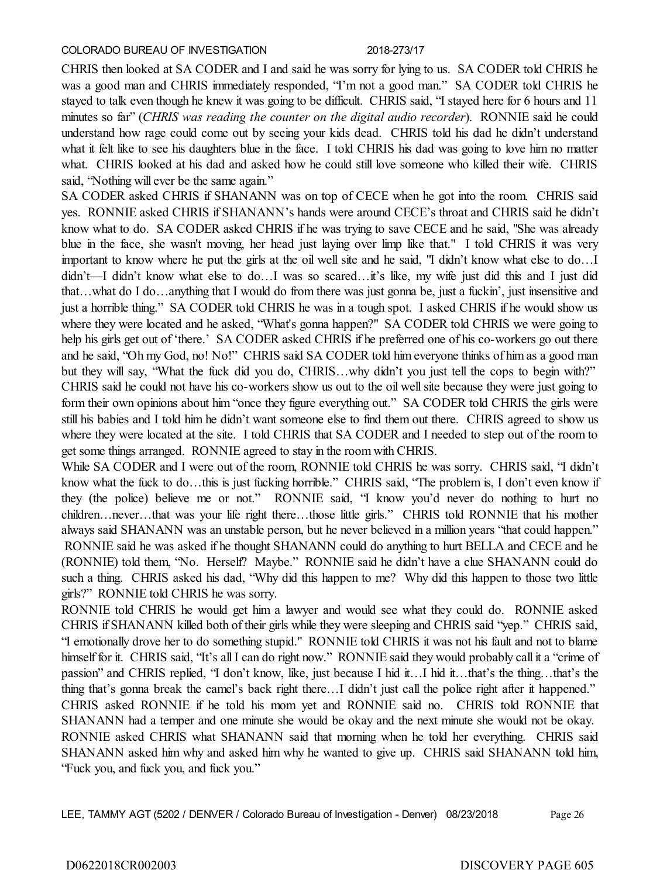CHRIS then looked at SA CODER and I and said he was sorry for lying to us. SA CODER told CHRIS he was a good man and CHRIS immediately responded, "I'm not a good man." SA CODER told CHRIS he stayed to talk even though he knew it was going to be difficult. CHRIS said, "I stayed here for 6 hours and 11 minutes so far" (*CHRIS was reading the counter on the digital audio recorder*). RONNIE said he could understand how rage could come out by seeing your kids dead. CHRIS told his dad he didn't understand what it felt like to see his daughters blue in the face. I told CHRIS his dad was going to love him no matter what. CHRIS looked at his dad and asked how he could still love someone who killed their wife. CHRIS said, "Nothing will ever be the same again."

SA CODER asked CHRIS if SHANANN was on top of CECE when he got into the room. CHRIS said yes. RONNIE asked CHRIS if SHANANN's hands were around CECE's throat and CHRIS said he didn't know what to do. SA CODER asked CHRIS if he was trying to save CECE and he said, "She was already blue in the face, she wasn't moving, her head just laying over limp like that." I told CHRIS it was very important to know where he put the girls at the oil well site and he said, "I didn't know what else to do…I didn't—I didn't know what else to do…I was so scared…it's like, my wife just did this and I just did that…what do I do…anything that I would do from there was just gonna be, just a fuckin', just insensitive and just a horrible thing." SA CODER told CHRIS he was in a tough spot. I asked CHRIS if he would show us where they were located and he asked, "What's gonna happen?" SA CODER told CHRIS we were going to help his girls get out of 'there.' SA CODER asked CHRIS if he preferred one of his co-workers go out there and he said, "Oh my God, no! No!" CHRIS said SA CODER told him everyone thinks of him as a good man but they will say, "What the fuck did you do, CHRIS…why didn't you just tell the cops to begin with?" CHRIS said he could not have his co-workers show us out to the oil well site because they were just going to form their own opinions about him "once they figure everything out." SA CODER told CHRIS the girls were still his babies and I told him he didn't want someone else to find them out there. CHRIS agreed to show us where they were located at the site. I told CHRIS that SA CODER and I needed to step out of the room to get some things arranged. RONNIE agreed to stay in the room with CHRIS.

While SA CODER and I were out of the room, RONNIE told CHRIS he was sorry. CHRIS said, "I didn't know what the fuck to do…this is just fucking horrible." CHRIS said, "The problem is, I don't even know if they (the police) believe me or not." RONNIE said, "I know you'd never do nothing to hurt no children…never…that was your life right there…those little girls." CHRIS told RONNIE that his mother always said SHANANN was an unstable person, but he never believed in a million years "that could happen." RONNIE said he was asked if he thought SHANANN could do anything to hurt BELLA and CECE and he (RONNIE) told them, "No. Herself? Maybe." RONNIE said he didn't have a clue SHANANN could do such a thing. CHRIS asked his dad, "Why did this happen to me? Why did this happen to those two little girls?" RONNIE told CHRIS he was sorry.

RONNIE told CHRIS he would get him a lawyer and would see what they could do. RONNIE asked CHRIS if SHANANN killed both of their girls while they were sleeping and CHRIS said "yep." CHRIS said, "I emotionally drove her to do something stupid." RONNIE told CHRIS it was not his fault and not to blame himself for it. CHRIS said, "It's all I can do right now." RONNIE said they would probably call it a "crime of passion" and CHRIS replied, "I don't know, like, just because I hid it…I hid it…that's the thing…that's the thing that's gonna break the camel's back right there…I didn't just call the police right after it happened." CHRIS asked RONNIE if he told his mom yet and RONNIE said no. CHRIS told RONNIE that SHANANN had a temper and one minute she would be okay and the next minute she would not be okay. RONNIE asked CHRIS what SHANANN said that morning when he told her everything. CHRIS said SHANANN asked him why and asked him why he wanted to give up. CHRIS said SHANANN told him, "Fuck you, and fuck you, and fuck you."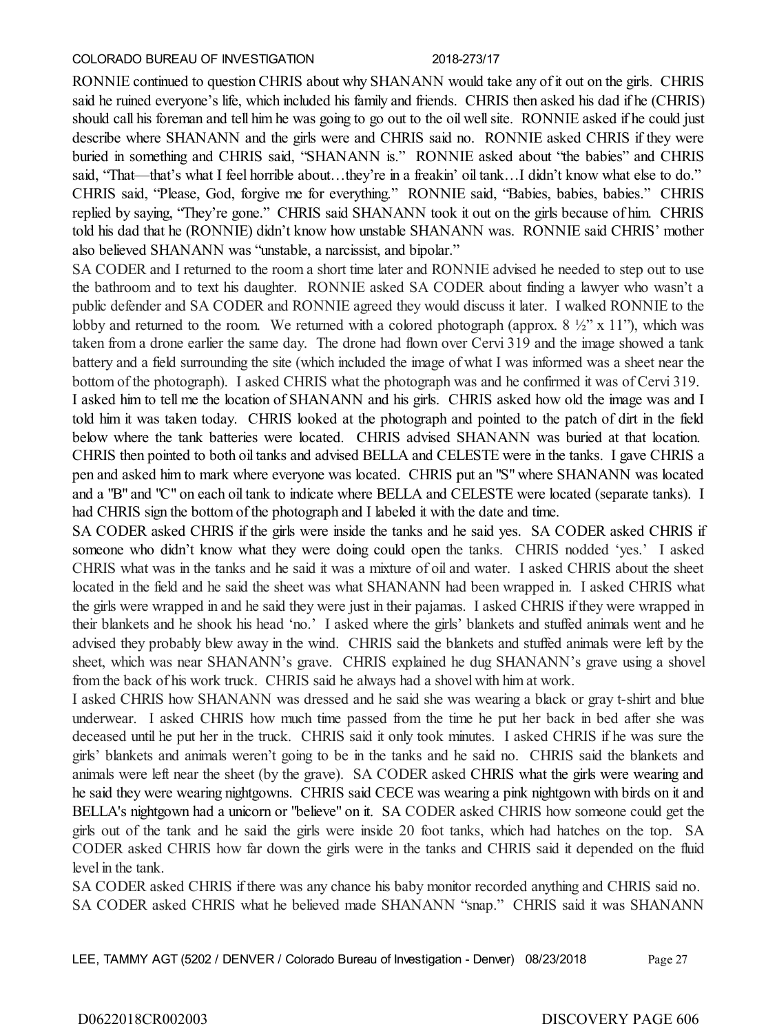RONNIE continued to question CHRIS about why SHANANN would take any of it out on the girls. CHRIS said he ruined everyone's life, which included his family and friends. CHRIS then asked his dad if he (CHRIS) should call his foreman and tell him he was going to go out to the oil well site. RONNIE asked if he could just describe where SHANANN and the girls were and CHRIS said no. RONNIE asked CHRIS if they were buried in something and CHRIS said, "SHANANN is." RONNIE asked about "the babies" and CHRIS said, "That—that's what I feel horrible about…they're in a freakin' oil tank…I didn't know what else to do." CHRIS said, "Please, God, forgive me for everything." RONNIE said, "Babies, babies, babies." CHRIS replied by saying, "They're gone." CHRIS said SHANANN took it out on the girls because of him. CHRIS told his dad that he (RONNIE) didn't know how unstable SHANANN was. RONNIE said CHRIS' mother also believed SHANANN was "unstable, a narcissist, and bipolar."

SA CODER and I returned to the room a short time later and RONNIE advised he needed to step out to use the bathroom and to text his daughter. RONNIE asked SA CODER about finding a lawyer who wasn't a public defender and SA CODER and RONNIE agreed they would discuss it later. I walked RONNIE to the lobby and returned to the room. We returned with a colored photograph (approx. 8 ½" x 11"), which was taken from a drone earlier the same day. The drone had flown over Cervi 319 and the image showed a tank battery and a field surrounding the site (which included the image of what I was informed was a sheet near the bottom of the photograph). I asked CHRIS what the photograph was and he confirmed it was of Cervi 319. I asked him to tell me the location of SHANANN and his girls. CHRIS asked how old the image was and I told him it was taken today. CHRIS looked at the photograph and pointed to the patch of dirt in the field below where the tank batteries were located. CHRIS advised SHANANN was buried at that location. CHRIS then pointed to both oil tanks and advised BELLA and CELESTE were in the tanks. I gave CHRIS a pen and asked him to mark where everyone was located. CHRIS put an "S" where SHANANN was located and a "B" and "C" on each oil tank to indicate where BELLA and CELESTE were located (separate tanks). I had CHRIS sign the bottom of the photograph and I labeled it with the date and time.

SA CODER asked CHRIS if the girls were inside the tanks and he said yes. SA CODER asked CHRIS if someone who didn't know what they were doing could open the tanks. CHRIS nodded 'yes.' I asked CHRIS what was in the tanks and he said it was a mixture of oil and water. I asked CHRIS about the sheet located in the field and he said the sheet was what SHANANN had been wrapped in. I asked CHRIS what the girls were wrapped in and he said they were just in their pajamas. I asked CHRIS if they were wrapped in their blankets and he shook his head 'no.' I asked where the girls' blankets and stuffed animals went and he advised they probably blew away in the wind. CHRIS said the blankets and stuffed animals were left by the sheet, which was near SHANANN's grave. CHRIS explained he dug SHANANN's grave using a shovel from the back of his work truck. CHRIS said he always had a shovel with him at work.

I asked CHRIS how SHANANN was dressed and he said she was wearing a black or gray t-shirt and blue underwear. I asked CHRIS how much time passed from the time he put her back in bed after she was deceased until he put her in the truck. CHRIS said it only took minutes. I asked CHRIS if he was sure the girls' blankets and animals weren't going to be in the tanks and he said no. CHRIS said the blankets and animals were left near the sheet (by the grave). SA CODER asked CHRIS what the girls were wearing and he said they were wearing nightgowns. CHRIS said CECE was wearing a pink nightgown with birds on it and BELLA's nightgown had a unicorn or "believe" on it. SA CODER asked CHRIS how someone could get the girls out of the tank and he said the girls were inside 20 foot tanks, which had hatches on the top. SA CODER asked CHRIS how far down the girls were in the tanks and CHRIS said it depended on the fluid level in the tank.

SA CODER asked CHRIS if there was any chance his baby monitor recorded anything and CHRIS said no. SA CODER asked CHRIS what he believed made SHANANN "snap." CHRIS said it was SHANANN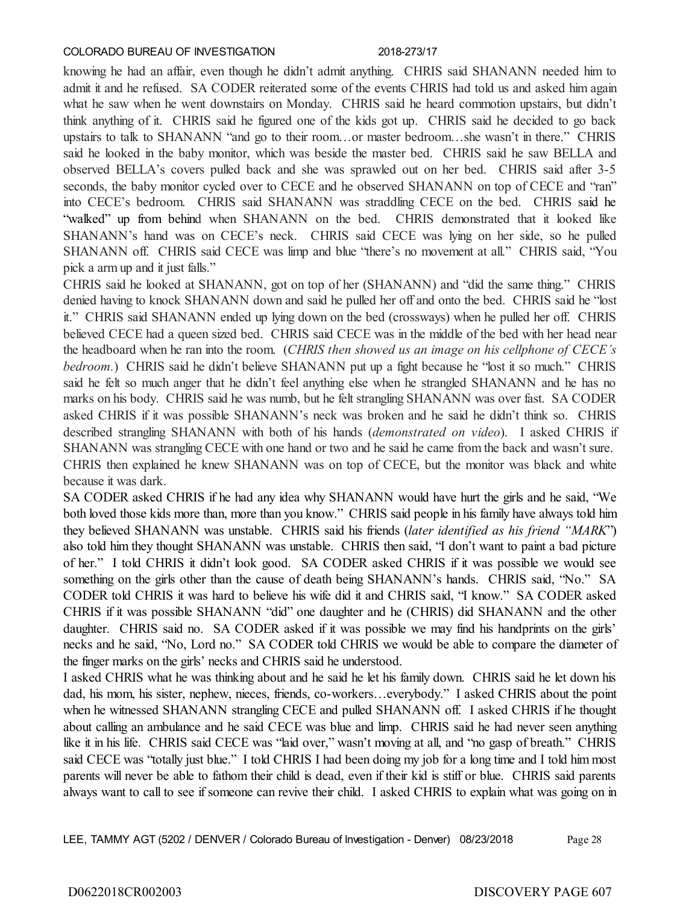knowing he had an affair, even though he didn't admit anything. CHRIS said SHANANN needed him to admit it and he refused. SA CODER reiterated some of the events CHRIS had told us and asked him again what he saw when he went downstairs on Monday. CHRIS said he heard commotion upstairs, but didn't think anything of it. CHRIS said he figured one of the kids got up. CHRIS said he decided to go back upstairs to talk to SHANANN "and go to their room…or master bedroom…she wasn't in there." CHRIS said he looked in the baby monitor, which was beside the master bed. CHRIS said he saw BELLA and observed BELLA's covers pulled back and she was sprawled out on her bed. CHRIS said after 3-5 seconds, the baby monitor cycled over to CECE and he observed SHANANN on top of CECE and "ran" into CECE's bedroom. CHRIS said SHANANN was straddling CECE on the bed. CHRIS said he "walked" up from behind when SHANANN on the bed. CHRIS demonstrated that it looked like SHANANN's hand was on CECE's neck. CHRIS said CECE was lying on her side, so he pulled SHANANN off. CHRIS said CECE was limp and blue "there's no movement at all." CHRIS said, "You pick a arm up and it just falls."

CHRIS said he looked at SHANANN, got on top of her (SHANANN) and "did the same thing." CHRIS denied having to knock SHANANN down and said he pulled her off and onto the bed. CHRIS said he "lost it." CHRIS said SHANANN ended up lying down on the bed (crossways) when he pulled her off. CHRIS believed CECE had a queen sized bed. CHRIS said CECE was in the middle of the bed with her head near the headboard when he ran into the room. (*CHRIS then showed us an image on his cellphone of CECE's bedroom.*) CHRIS said he didn't believe SHANANN put up a fight because he "lost it so much." CHRIS said he felt so much anger that he didn't feel anything else when he strangled SHANANN and he has no marks on his body. CHRIS said he was numb, but he felt strangling SHANANN was over fast. SA CODER asked CHRIS if it was possible SHANANN's neck was broken and he said he didn't think so. CHRIS described strangling SHANANN with both of his hands (*demonstrated on video*). I asked CHRIS if SHANANN was strangling CECE with one hand or two and he said he came from the back and wasn't sure. CHRIS then explained he knew SHANANN was on top of CECE, but the monitor was black and white because it was dark.

SA CODER asked CHRIS if he had any idea why SHANANN would have hurt the girls and he said, "We both loved those kids more than, more than you know." CHRIS said people in his family have always told him they believed SHANANN was unstable. CHRIS said his friends (*later identified as his friend "MARK"*) also told him they thought SHANANN was unstable. CHRIS then said, "I don't want to paint a bad picture of her." I told CHRIS it didn't look good. SA CODER asked CHRIS if it was possible we would see something on the girls other than the cause of death being SHANANN's hands. CHRIS said, "No." SA CODER told CHRIS it was hard to believe his wife did it and CHRIS said, "I know." SA CODER asked CHRIS if it was possible SHANANN "did" one daughter and he (CHRIS) did SHANANN and the other daughter. CHRIS said no. SA CODER asked if it was possible we may find his handprints on the girls' necks and he said, "No, Lord no." SA CODER told CHRIS we would be able to compare the diameter of the finger marks on the girls' necks and CHRIS said he understood.

I asked CHRIS what he was thinking about and he said he let his family down. CHRIS said he let down his dad, his mom, his sister, nephew, nieces, friends, co-workers…everybody." I asked CHRIS about the point when he witnessed SHANANN strangling CECE and pulled SHANANN off. I asked CHRIS if he thought about calling an ambulance and he said CECE was blue and limp. CHRIS said he had never seen anything like it in his life. CHRIS said CECE was "laid over," wasn't moving at all, and "no gasp of breath." CHRIS said CECE was "totally just blue." I told CHRIS I had been doing my job for a long time and I told him most parents will never be able to fathom their child is dead, even if their kid is stiff or blue. CHRIS said parents always want to call to see if someone can revive their child. I asked CHRIS to explain what was going on in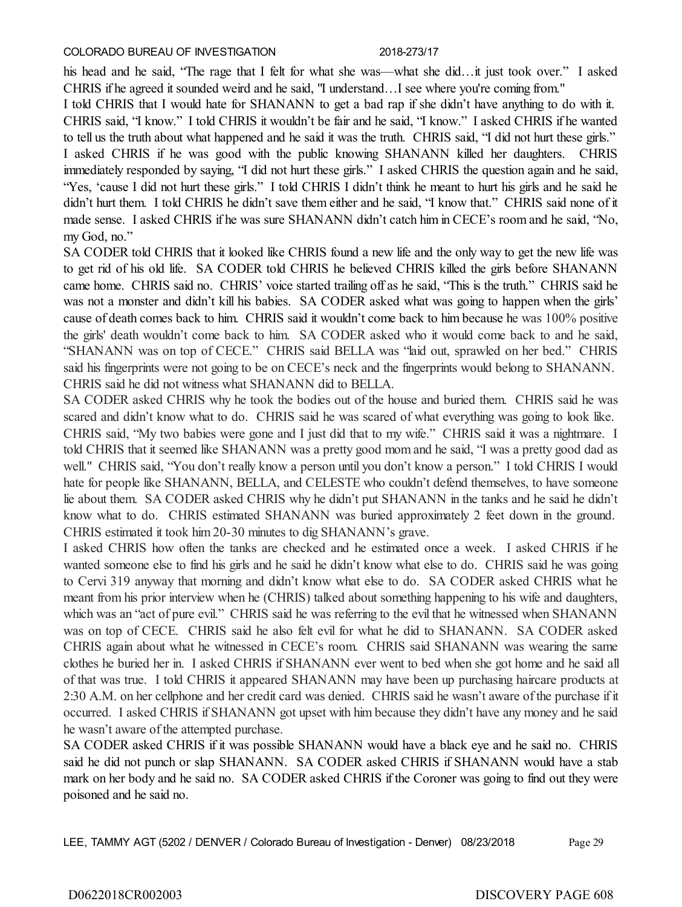his head and he said, "The rage that I felt for what she was—what she did…it just took over." I asked CHRIS if he agreed it sounded weird and he said, "I understand…I see where you're coming from."

I told CHRIS that I would hate for SHANANN to get a bad rap if she didn't have anything to do with it. CHRIS said, "I know." I told CHRIS it wouldn't be fair and he said, "I know." I asked CHRIS if he wanted to tell us the truth about what happened and he said it was the truth. CHRIS said, "I did not hurt these girls." I asked CHRIS if he was good with the public knowing SHANANN killed her daughters. CHRIS immediately responded by saying, "I did not hurt these girls." I asked CHRIS the question again and he said, "Yes, 'cause I did not hurt these girls." I told CHRIS I didn't think he meant to hurt his girls and he said he didn't hurt them. I told CHRIS he didn't save them either and he said, "I know that." CHRIS said none of it made sense. I asked CHRIS if he was sure SHANANN didn't catch him in CECE's room and he said, "No, my God, no."

SA CODER told CHRIS that it looked like CHRIS found a new life and the only way to get the new life was to get rid of his old life. SA CODER told CHRIS he believed CHRIS killed the girls before SHANANN came home. CHRIS said no. CHRIS' voice started trailing off as he said, "This is the truth." CHRIS said he was not a monster and didn't kill his babies. SA CODER asked what was going to happen when the girls' cause of death comes back to him. CHRIS said it wouldn't come back to him because he was 100% positive the girls' death wouldn't come back to him. SA CODER asked who it would come back to and he said, "SHANANN was on top of CECE." CHRIS said BELLA was "laid out, sprawled on her bed." CHRIS said his fingerprints were not going to be on CECE's neck and the fingerprints would belong to SHANANN. CHRIS said he did not witness what SHANANN did to BELLA.

SA CODER asked CHRIS why he took the bodies out of the house and buried them. CHRIS said he was scared and didn't know what to do. CHRIS said he was scared of what everything was going to look like. CHRIS said, "My two babies were gone and I just did that to my wife." CHRIS said it was a nightmare. I told CHRIS that it seemed like SHANANN was a pretty good mom and he said, "I was a pretty good dad as well." CHRIS said, "You don't really know a person until you don't know a person." I told CHRIS I would hate for people like SHANANN, BELLA, and CELESTE who couldn't defend themselves, to have someone lie about them. SA CODER asked CHRIS why he didn't put SHANANN in the tanks and he said he didn't know what to do. CHRIS estimated SHANANN was buried approximately 2 feet down in the ground. CHRIS estimated it took him 20-30 minutes to dig SHANANN's grave.

I asked CHRIS how often the tanks are checked and he estimated once a week. I asked CHRIS if he wanted someone else to find his girls and he said he didn't know what else to do. CHRIS said he was going to Cervi 319 anyway that morning and didn't know what else to do. SA CODER asked CHRIS what he meant from his prior interview when he (CHRIS) talked about something happening to his wife and daughters, which was an "act of pure evil." CHRIS said he was referring to the evil that he witnessed when SHANANN was on top of CECE. CHRIS said he also felt evil for what he did to SHANANN. SA CODER asked CHRIS again about what he witnessed in CECE's room. CHRIS said SHANANN was wearing the same clothes he buried her in. I asked CHRIS if SHANANN ever went to bed when she got home and he said all of that was true. I told CHRIS it appeared SHANANN may have been up purchasing haircare products at 2:30 A.M. on her cellphone and her credit card was denied. CHRIS said he wasn't aware of the purchase if it occurred. I asked CHRIS if SHANANN got upset with him because they didn't have any money and he said he wasn't aware of the attempted purchase.

SA CODER asked CHRIS if it was possible SHANANN would have a black eye and he said no. CHRIS said he did not punch or slap SHANANN. SA CODER asked CHRIS if SHANANN would have a stab mark on her body and he said no. SA CODER asked CHRIS if the Coroner was going to find out they were poisoned and he said no.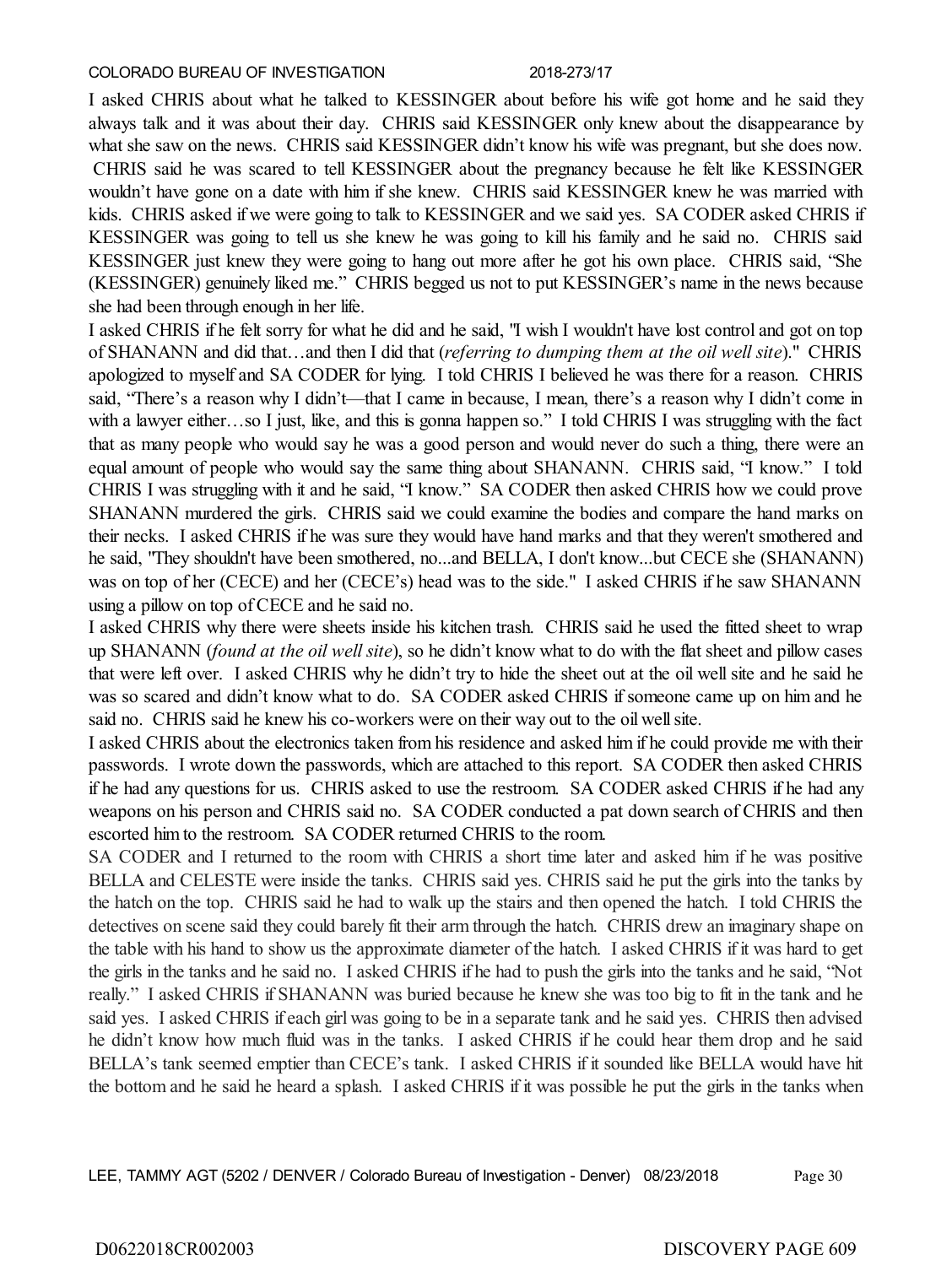I asked CHRIS about what he talked to KESSINGER about before his wife got home and he said they always talk and it was about their day. CHRIS said KESSINGER only knew about the disappearance by what she saw on the news. CHRIS said KESSINGER didn't know his wife was pregnant, but she does now. CHRIS said he was scared to tell KESSINGER about the pregnancy because he felt like KESSINGER wouldn't have gone on a date with him if she knew. CHRIS said KESSINGER knew he was married with kids. CHRIS asked if we were going to talk to KESSINGER and we said yes. SA CODER asked CHRIS if KESSINGER was going to tell us she knew he was going to kill his family and he said no. CHRIS said KESSINGER just knew they were going to hang out more after he got his own place. CHRIS said, "She (KESSINGER) genuinely liked me." CHRIS begged us not to put KESSINGER's name in the news because she had been through enough in her life.

I asked CHRIS if he felt sorry for what he did and he said, "I wish I wouldn't have lost control and got on top of SHANANN and did that…and then I did that (*referring to dumping them at the oil well site*)." CHRIS apologized to myself and SA CODER for lying. I told CHRIS I believed he was there for a reason. CHRIS said, "There's a reason why I didn't—that I came in because, I mean, there's a reason why I didn't come in with a lawyer either…so I just, like, and this is gonna happen so." I told CHRIS I was struggling with the fact that as many people who would say he was a good person and would never do such a thing, there were an equal amount of people who would say the same thing about SHANANN. CHRIS said, "I know." I told CHRIS I was struggling with it and he said, "I know." SA CODER then asked CHRIS how we could prove SHANANN murdered the girls. CHRIS said we could examine the bodies and compare the hand marks on their necks. I asked CHRIS if he was sure they would have hand marks and that they weren't smothered and he said, "They shouldn't have been smothered, no...and BELLA, I don't know...but CECE she (SHANANN) was on top of her (CECE) and her (CECE's) head was to the side." I asked CHRIS if he saw SHANANN using a pillow on top of CECE and he said no.

I asked CHRIS why there were sheets inside his kitchen trash. CHRIS said he used the fitted sheet to wrap up SHANANN (*found at the oil well site*), so he didn't know what to do with the flat sheet and pillow cases that were left over. I asked CHRIS why he didn't try to hide the sheet out at the oil well site and he said he was so scared and didn't know what to do. SA CODER asked CHRIS if someone came up on him and he said no. CHRIS said he knew his co-workers were on their way out to the oil well site.

I asked CHRIS about the electronics taken from his residence and asked him if he could provide me with their passwords. I wrote down the passwords, which are attached to this report. SA CODER then asked CHRIS if he had any questions for us. CHRIS asked to use the restroom. SA CODER asked CHRIS if he had any weapons on his person and CHRIS said no. SA CODER conducted a pat down search of CHRIS and then escorted him to the restroom. SA CODER returned CHRIS to the room.

SA CODER and I returned to the room with CHRIS a short time later and asked him if he was positive BELLA and CELESTE were inside the tanks. CHRIS said yes. CHRIS said he put the girls into the tanks by the hatch on the top. CHRIS said he had to walk up the stairs and then opened the hatch. I told CHRIS the detectives on scene said they could barely fit their arm through the hatch. CHRIS drew an imaginary shape on the table with his hand to show us the approximate diameter of the hatch. I asked CHRIS if it was hard to get the girls in the tanks and he said no. I asked CHRIS if he had to push the girls into the tanks and he said, "Not really." I asked CHRIS if SHANANN was buried because he knew she was too big to fit in the tank and he said yes. I asked CHRIS if each girl was going to be in a separate tank and he said yes. CHRIS then advised he didn't know how much fluid was in the tanks. I asked CHRIS if he could hear them drop and he said BELLA's tank seemed emptier than CECE's tank. I asked CHRIS if it sounded like BELLA would have hit the bottom and he said he heard a splash. I asked CHRIS if it was possible he put the girls in the tanks when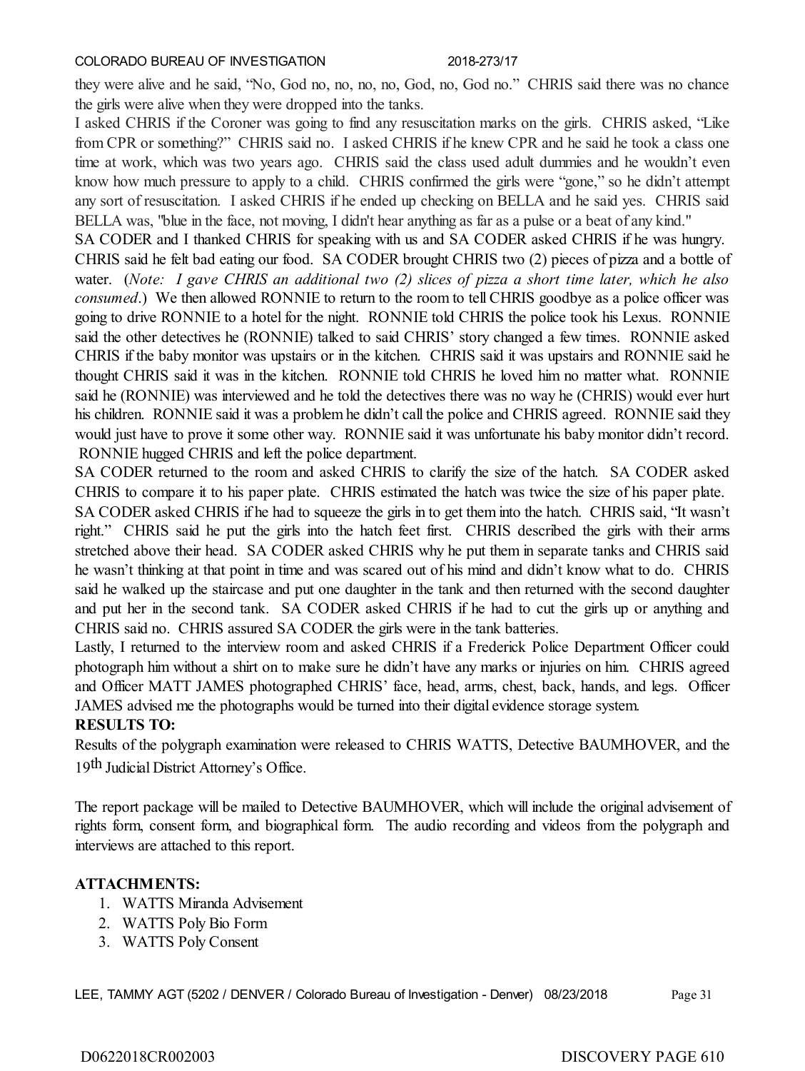they were alive and he said, "No, God no, no, no, no, God, no, God no." CHRIS said there was no chance the girls were alive when they were dropped into the tanks.

I asked CHRIS if the Coroner was going to find any resuscitation marks on the girls. CHRIS asked, "Like from CPR or something?" CHRIS said no. I asked CHRIS if he knew CPR and he said he took a class one time at work, which was two years ago. CHRIS said the class used adult dummies and he wouldn't even know how much pressure to apply to a child. CHRIS confirmed the girls were "gone," so he didn't attempt any sort of resuscitation. I asked CHRIS if he ended up checking on BELLA and he said yes. CHRIS said BELLA was, "blue in the face, not moving, I didn't hear anything as far as a pulse or a beat of any kind."

SA CODER and I thanked CHRIS for speaking with us and SA CODER asked CHRIS if he was hungry. CHRIS said he felt bad eating our food. SA CODER brought CHRIS two (2) pieces of pizza and a bottle of water. (*Note: I gave CHRIS an additional two (2) slices of pizza a short time later, which he also consumed*.) We then allowed RONNIE to return to the room to tell CHRIS goodbye as a police officer was going to drive RONNIE to a hotel for the night. RONNIE told CHRIS the police took his Lexus. RONNIE said the other detectives he (RONNIE) talked to said CHRIS' story changed a few times. RONNIE asked CHRIS if the baby monitor was upstairs or in the kitchen. CHRIS said it was upstairs and RONNIE said he thought CHRIS said it was in the kitchen. RONNIE told CHRIS he loved him no matter what. RONNIE said he (RONNIE) was interviewed and he told the detectives there was no way he (CHRIS) would ever hurt his children. RONNIE said it was a problem he didn't call the police and CHRIS agreed. RONNIE said they would just have to prove it some other way. RONNIE said it was unfortunate his baby monitor didn't record. RONNIE hugged CHRIS and left the police department.

SA CODER returned to the room and asked CHRIS to clarify the size of the hatch. SA CODER asked CHRIS to compare it to his paper plate. CHRIS estimated the hatch was twice the size of his paper plate. SA CODER asked CHRIS if he had to squeeze the girls in to get them into the hatch. CHRIS said, "It wasn't right." CHRIS said he put the girls into the hatch feet first. CHRIS described the girls with their arms stretched above their head. SA CODER asked CHRIS why he put them in separate tanks and CHRIS said he wasn't thinking at that point in time and was scared out of his mind and didn't know what to do. CHRIS said he walked up the staircase and put one daughter in the tank and then returned with the second daughter and put her in the second tank. SA CODER asked CHRIS if he had to cut the girls up or anything and CHRIS said no. CHRIS assured SA CODER the girls were in the tank batteries.

Lastly, I returned to the interview room and asked CHRIS if a Frederick Police Department Officer could photograph him without a shirt on to make sure he didn't have any marks or injuries on him. CHRIS agreed and Officer MATT JAMES photographed CHRIS' face, head, arms, chest, back, hands, and legs. Officer JAMES advised me the photographs would be turned into their digital evidence storage system.

**RESULTS TO:**

Results of the polygraph examination were released to CHRIS WATTS, Detective BAUMHOVER, and the 19th Judicial District Attorney's Office.

The report package will be mailed to Detective BAUMHOVER, which will include the original advisement of rights form, consent form, and biographical form. The audio recording and videos from the polygraph and interviews are attached to this report.

**ATTACHMENTS:**

1. WATTS Miranda Advisement
2. WATTS Poly Bio Form
3. WATTS Poly Consent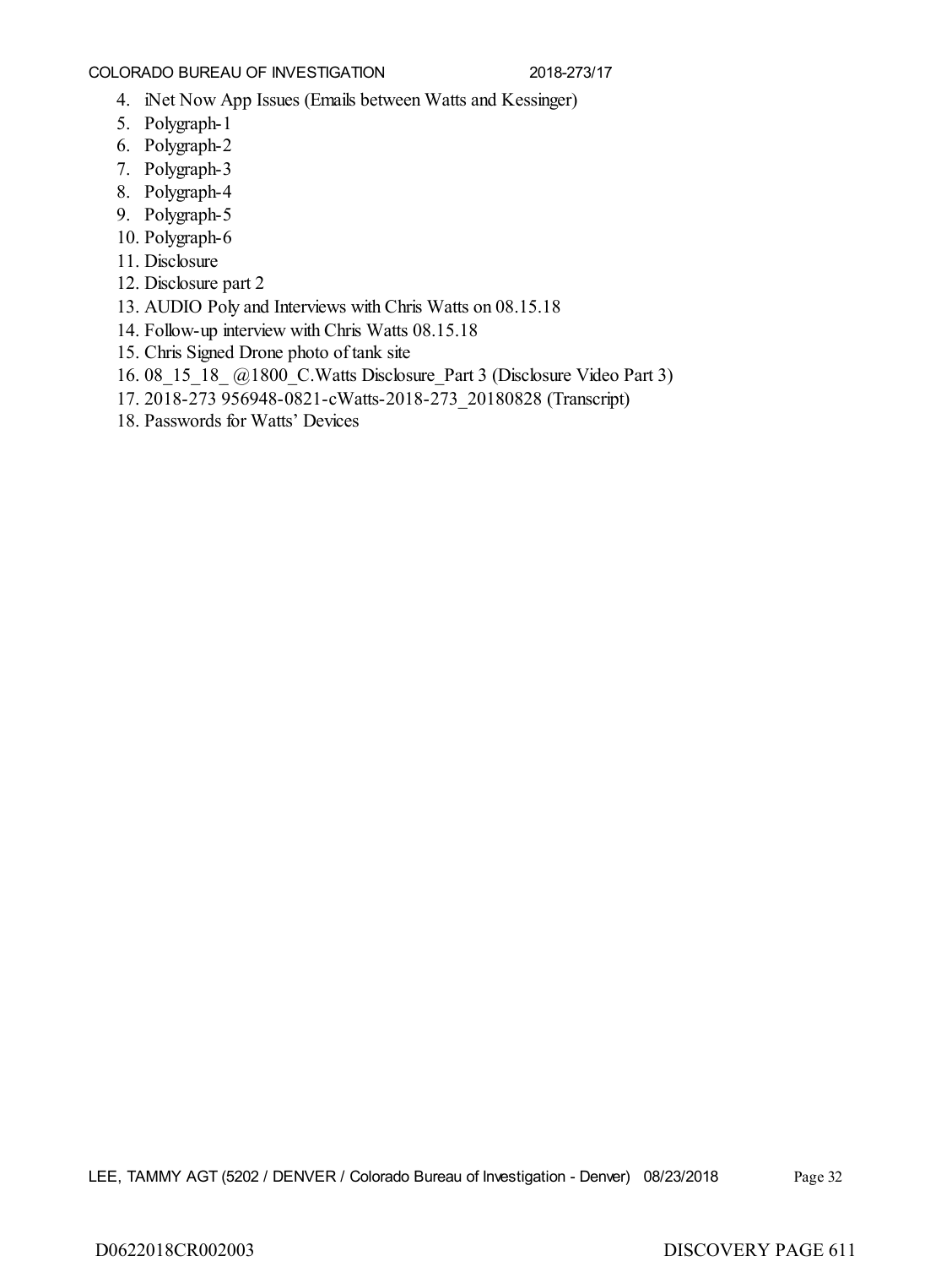4. iNet Now App Issues (Emails between Watts and Kessinger)
5. Polygraph-1
6. Polygraph-2
7. Polygraph-3
8. Polygraph-4
9. Polygraph-5
10. Polygraph-6
11. Disclosure
12. Disclosure part 2
13. AUDIO Poly and Interviews with Chris Watts on 08.15.18
14. Follow-up interview with Chris Watts 08.15.18
15. Chris Signed Drone photo of tank site
16. 08_15_18_ @1800_C.Watts Disclosure_Part 3 (Disclosure Video Part 3)
17. 2018-273 956948-0821-cWatts-2018-273_20180828 (Transcript)
18. Passwords for Watts' Devices